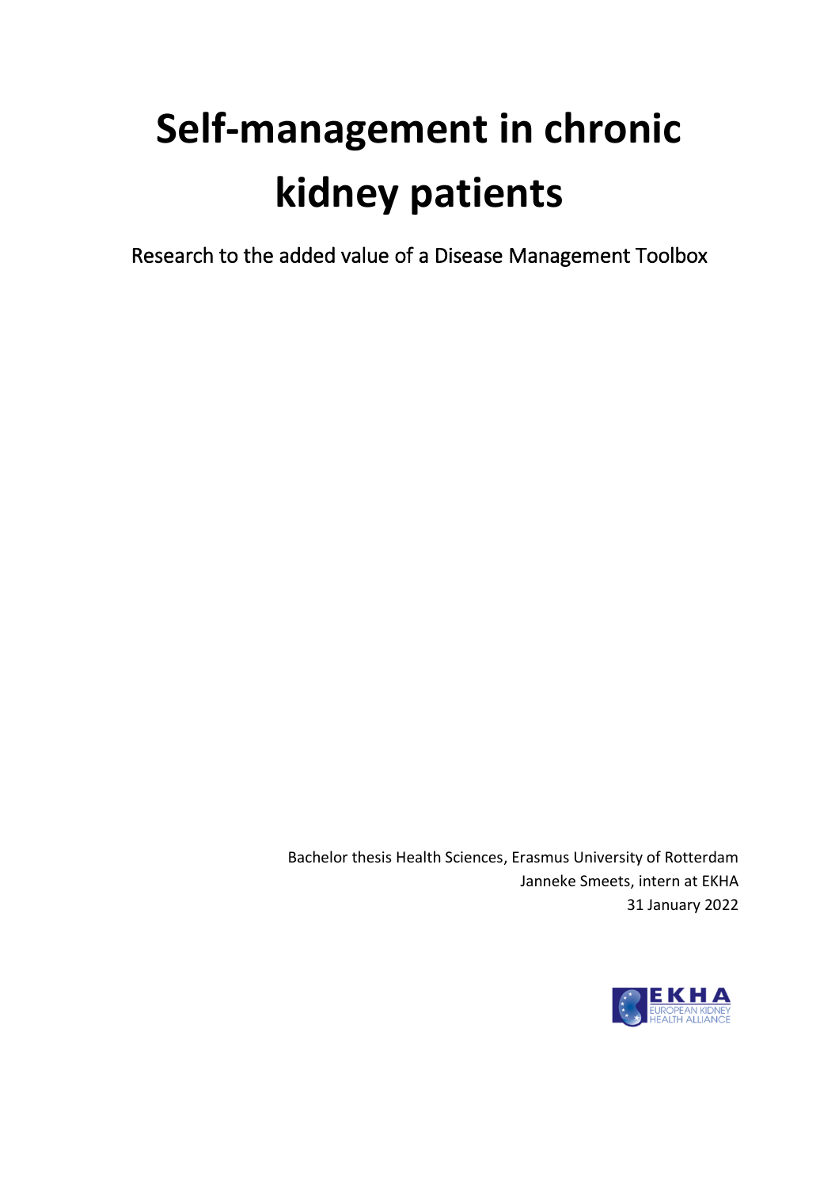# Self-management in chronic kidney patients

Research to the added value of a Disease Management Toolbox

Bachelor thesis Health Sciences, Erasmus University of Rotterdam
Janneke Smeets, intern at EKHA
31 January 2022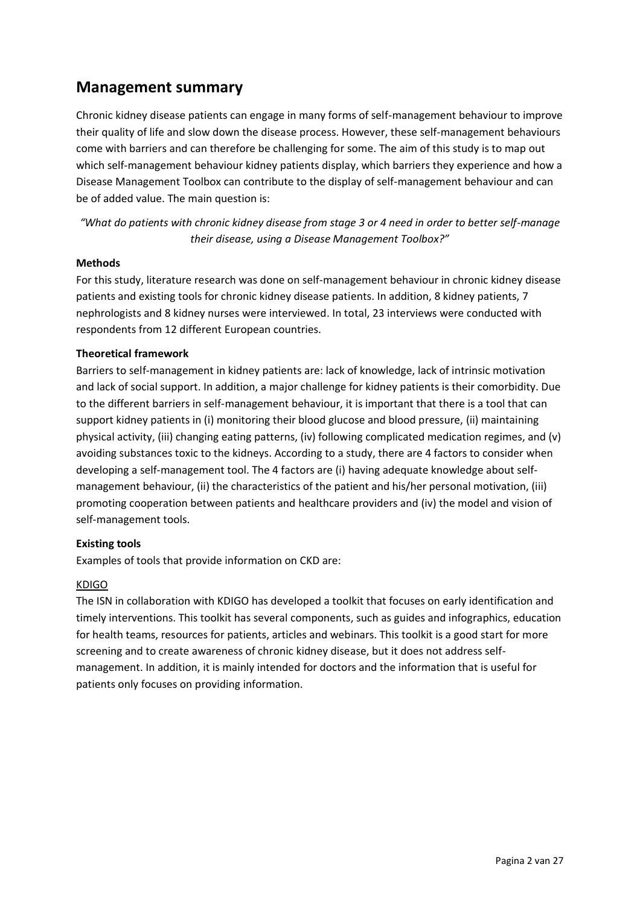## Management summary

Chronic kidney disease patients can engage in many forms of self-management behaviour to improve their quality of life and slow down the disease process. However, these self-management behaviours come with barriers and can therefore be challenging for some. The aim of this study is to map out which self-management behaviour kidney patients display, which barriers they experience and how a Disease Management Toolbox can contribute to the display of self-management behaviour and can be of added value. The main question is:

*"What do patients with chronic kidney disease from stage 3 or 4 need in order to better self-manage their disease, using a Disease Management Toolbox?"*

**Methods**

For this study, literature research was done on self-management behaviour in chronic kidney disease patients and existing tools for chronic kidney disease patients. In addition, 8 kidney patients, 7 nephrologists and 8 kidney nurses were interviewed. In total, 23 interviews were conducted with respondents from 12 different European countries.

**Theoretical framework**

Barriers to self-management in kidney patients are: lack of knowledge, lack of intrinsic motivation and lack of social support. In addition, a major challenge for kidney patients is their comorbidity. Due to the different barriers in self-management behaviour, it is important that there is a tool that can support kidney patients in (i) monitoring their blood glucose and blood pressure, (ii) maintaining physical activity, (iii) changing eating patterns, (iv) following complicated medication regimes, and (v) avoiding substances toxic to the kidneys. According to a study, there are 4 factors to consider when developing a self-management tool. The 4 factors are (i) having adequate knowledge about self-management behaviour, (ii) the characteristics of the patient and his/her personal motivation, (iii) promoting cooperation between patients and healthcare providers and (iv) the model and vision of self-management tools.

**Existing tools**

Examples of tools that provide information on CKD are:

<u>KDIGO</u>

The ISN in collaboration with KDIGO has developed a toolkit that focuses on early identification and timely interventions. This toolkit has several components, such as guides and infographics, education for health teams, resources for patients, articles and webinars. This toolkit is a good start for more screening and to create awareness of chronic kidney disease, but it does not address self-management. In addition, it is mainly intended for doctors and the information that is useful for patients only focuses on providing information.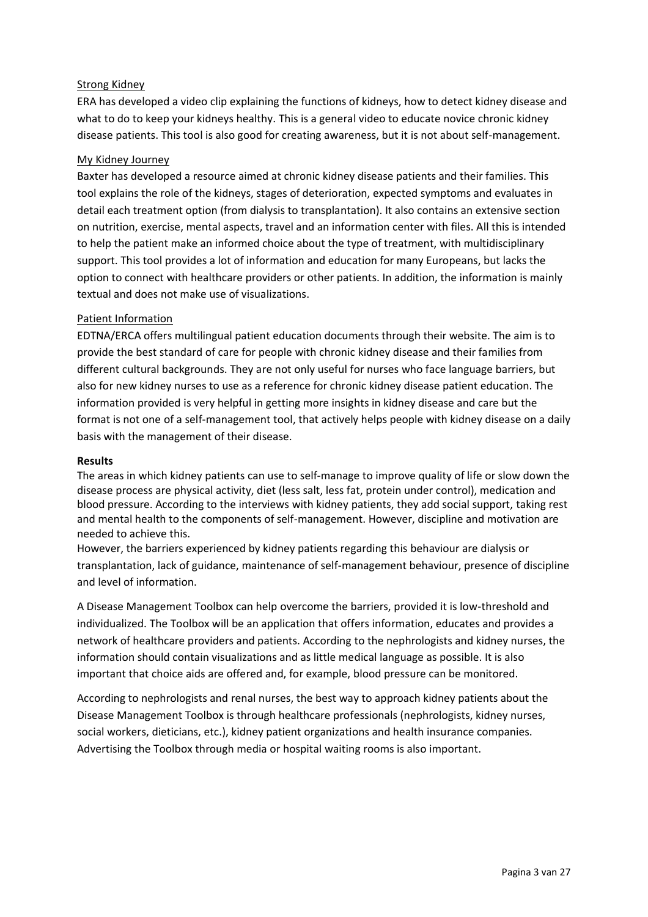<u>Strong Kidney</u>

ERA has developed a video clip explaining the functions of kidneys, how to detect kidney disease and what to do to keep your kidneys healthy. This is a general video to educate novice chronic kidney disease patients. This tool is also good for creating awareness, but it is not about self-management.

<u>My Kidney Journey</u>

Baxter has developed a resource aimed at chronic kidney disease patients and their families. This tool explains the role of the kidneys, stages of deterioration, expected symptoms and evaluates in detail each treatment option (from dialysis to transplantation). It also contains an extensive section on nutrition, exercise, mental aspects, travel and an information center with files. All this is intended to help the patient make an informed choice about the type of treatment, with multidisciplinary support. This tool provides a lot of information and education for many Europeans, but lacks the option to connect with healthcare providers or other patients. In addition, the information is mainly textual and does not make use of visualizations.

<u>Patient Information</u>

EDTNA/ERCA offers multilingual patient education documents through their website. The aim is to provide the best standard of care for people with chronic kidney disease and their families from different cultural backgrounds. They are not only useful for nurses who face language barriers, but also for new kidney nurses to use as a reference for chronic kidney disease patient education. The information provided is very helpful in getting more insights in kidney disease and care but the format is not one of a self-management tool, that actively helps people with kidney disease on a daily basis with the management of their disease.

**Results**

The areas in which kidney patients can use to self-manage to improve quality of life or slow down the disease process are physical activity, diet (less salt, less fat, protein under control), medication and blood pressure. According to the interviews with kidney patients, they add social support, taking rest and mental health to the components of self-management. However, discipline and motivation are needed to achieve this.
However, the barriers experienced by kidney patients regarding this behaviour are dialysis or transplantation, lack of guidance, maintenance of self-management behaviour, presence of discipline and level of information.

A Disease Management Toolbox can help overcome the barriers, provided it is low-threshold and individualized. The Toolbox will be an application that offers information, educates and provides a network of healthcare providers and patients. According to the nephrologists and kidney nurses, the information should contain visualizations and as little medical language as possible. It is also important that choice aids are offered and, for example, blood pressure can be monitored.

According to nephrologists and renal nurses, the best way to approach kidney patients about the Disease Management Toolbox is through healthcare professionals (nephrologists, kidney nurses, social workers, dieticians, etc.), kidney patient organizations and health insurance companies. Advertising the Toolbox through media or hospital waiting rooms is also important.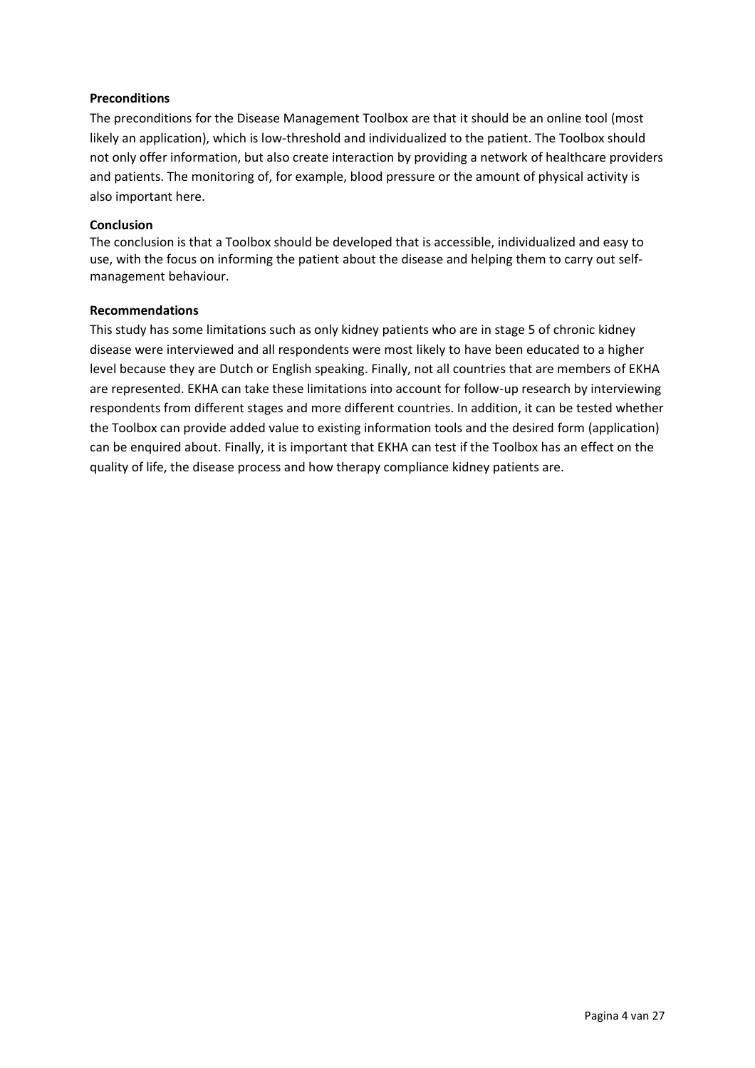**Preconditions**

The preconditions for the Disease Management Toolbox are that it should be an online tool (most likely an application), which is low-threshold and individualized to the patient. The Toolbox should not only offer information, but also create interaction by providing a network of healthcare providers and patients. The monitoring of, for example, blood pressure or the amount of physical activity is also important here.

**Conclusion**

The conclusion is that a Toolbox should be developed that is accessible, individualized and easy to use, with the focus on informing the patient about the disease and helping them to carry out self-management behaviour.

**Recommendations**

This study has some limitations such as only kidney patients who are in stage 5 of chronic kidney disease were interviewed and all respondents were most likely to have been educated to a higher level because they are Dutch or English speaking. Finally, not all countries that are members of EKHA are represented. EKHA can take these limitations into account for follow-up research by interviewing respondents from different stages and more different countries. In addition, it can be tested whether the Toolbox can provide added value to existing information tools and the desired form (application) can be enquired about. Finally, it is important that EKHA can test if the Toolbox has an effect on the quality of life, the disease process and how therapy compliance kidney patients are.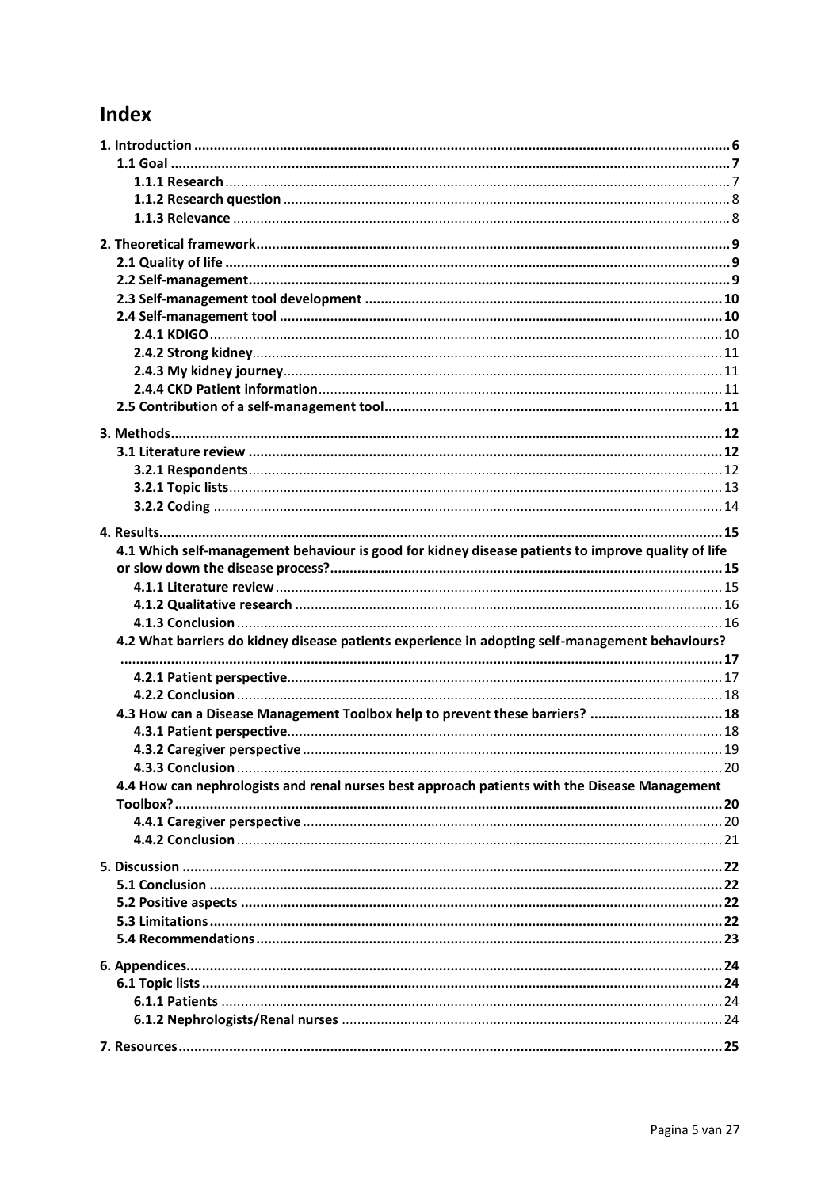# Index

1. Introduction ........ 6
   - 1.1 Goal ........ 7
     - 1.1.1 Research ........ 7
     - 1.1.2 Research question ........ 8
     - 1.1.3 Relevance ........ 8
2. Theoretical framework ........ 9
   - 2.1 Quality of life ........ 9
   - 2.2 Self-management ........ 9
   - 2.3 Self-management tool development ........ 10
   - 2.4 Self-management tool ........ 10
     - 2.4.1 KDIGO ........ 10
     - 2.4.2 Strong kidney ........ 11
     - 2.4.3 My kidney journey ........ 11
     - 2.4.4 CKD Patient information ........ 11
   - 2.5 Contribution of a self-management tool ........ 11
3. Methods ........ 12
   - 3.1 Literature review ........ 12
     - 3.2.1 Respondents ........ 12
     - 3.2.1 Topic lists ........ 13
     - 3.2.2 Coding ........ 14
4. Results ........ 15
   - 4.1 Which self-management behaviour is good for kidney disease patients to improve quality of life or slow down the disease process? ........ 15
     - 4.1.1 Literature review ........ 15
     - 4.1.2 Qualitative research ........ 16
     - 4.1.3 Conclusion ........ 16
   - 4.2 What barriers do kidney disease patients experience in adopting self-management behaviours? ........ 17
     - 4.2.1 Patient perspective ........ 17
     - 4.2.2 Conclusion ........ 18
   - 4.3 How can a Disease Management Toolbox help to prevent these barriers? ........ 18
     - 4.3.1 Patient perspective ........ 18
     - 4.3.2 Caregiver perspective ........ 19
     - 4.3.3 Conclusion ........ 20
   - 4.4 How can nephrologists and renal nurses best approach patients with the Disease Management Toolbox? ........ 20
     - 4.4.1 Caregiver perspective ........ 20
     - 4.4.2 Conclusion ........ 21
5. Discussion ........ 22
   - 5.1 Conclusion ........ 22
   - 5.2 Positive aspects ........ 22
   - 5.3 Limitations ........ 22
   - 5.4 Recommendations ........ 23
6. Appendices ........ 24
   - 6.1 Topic lists ........ 24
     - 6.1.1 Patients ........ 24
     - 6.1.2 Nephrologists/Renal nurses ........ 24
7. Resources ........ 25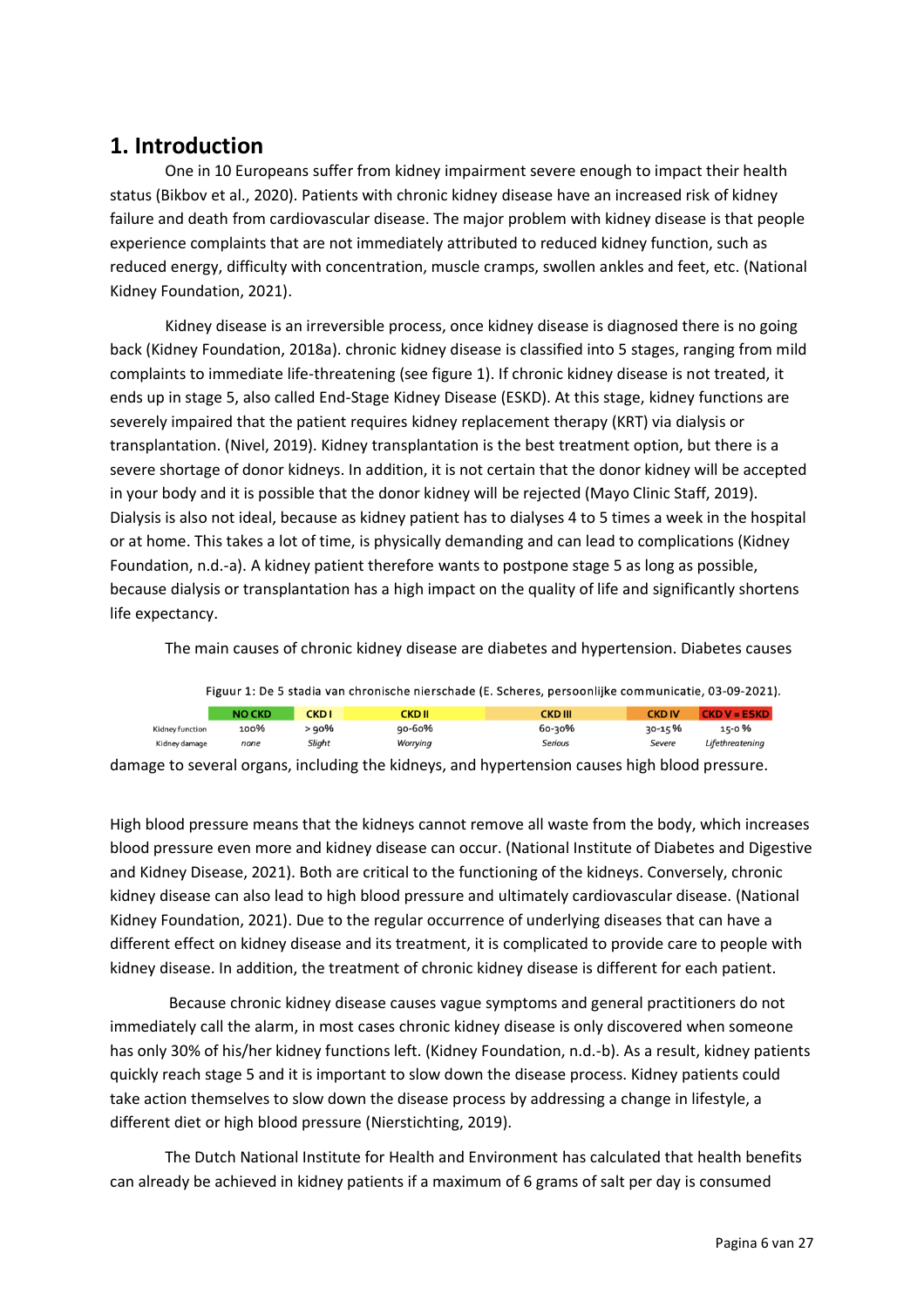## 1. Introduction

One in 10 Europeans suffer from kidney impairment severe enough to impact their health status (Bikbov et al., 2020). Patients with chronic kidney disease have an increased risk of kidney failure and death from cardiovascular disease. The major problem with kidney disease is that people experience complaints that are not immediately attributed to reduced kidney function, such as reduced energy, difficulty with concentration, muscle cramps, swollen ankles and feet, etc. (National Kidney Foundation, 2021).

Kidney disease is an irreversible process, once kidney disease is diagnosed there is no going back (Kidney Foundation, 2018a). chronic kidney disease is classified into 5 stages, ranging from mild complaints to immediate life-threatening (see figure 1). If chronic kidney disease is not treated, it ends up in stage 5, also called End-Stage Kidney Disease (ESKD). At this stage, kidney functions are severely impaired that the patient requires kidney replacement therapy (KRT) via dialysis or transplantation. (Nivel, 2019). Kidney transplantation is the best treatment option, but there is a severe shortage of donor kidneys. In addition, it is not certain that the donor kidney will be accepted in your body and it is possible that the donor kidney will be rejected (Mayo Clinic Staff, 2019). Dialysis is also not ideal, because as kidney patient has to dialyses 4 to 5 times a week in the hospital or at home. This takes a lot of time, is physically demanding and can lead to complications (Kidney Foundation, n.d.-a). A kidney patient therefore wants to postpone stage 5 as long as possible, because dialysis or transplantation has a high impact on the quality of life and significantly shortens life expectancy.

The main causes of chronic kidney disease are diabetes and hypertension. Diabetes causes

Figuur 1: De 5 stadia van chronische nierschade (E. Scheres, persoonlijke communicatie, 03-09-2021).

| | NO CKD | CKD I | CKD II | CKD III | CKD IV | CKD V = ESKD |
|---|---|---|---|---|---|---|
| Kidney function | 100% | > 90% | 90-60% | 60-30% | 30-15 % | 15-0 % |
| Kidney damage | *none* | *Slight* | *Worrying* | *Serious* | *Severe* | *Lifethreatening* |

damage to several organs, including the kidneys, and hypertension causes high blood pressure.

High blood pressure means that the kidneys cannot remove all waste from the body, which increases blood pressure even more and kidney disease can occur. (National Institute of Diabetes and Digestive and Kidney Disease, 2021). Both are critical to the functioning of the kidneys. Conversely, chronic kidney disease can also lead to high blood pressure and ultimately cardiovascular disease. (National Kidney Foundation, 2021). Due to the regular occurrence of underlying diseases that can have a different effect on kidney disease and its treatment, it is complicated to provide care to people with kidney disease. In addition, the treatment of chronic kidney disease is different for each patient.

Because chronic kidney disease causes vague symptoms and general practitioners do not immediately call the alarm, in most cases chronic kidney disease is only discovered when someone has only 30% of his/her kidney functions left. (Kidney Foundation, n.d.-b). As a result, kidney patients quickly reach stage 5 and it is important to slow down the disease process. Kidney patients could take action themselves to slow down the disease process by addressing a change in lifestyle, a different diet or high blood pressure (Nierstichting, 2019).

The Dutch National Institute for Health and Environment has calculated that health benefits can already be achieved in kidney patients if a maximum of 6 grams of salt per day is consumed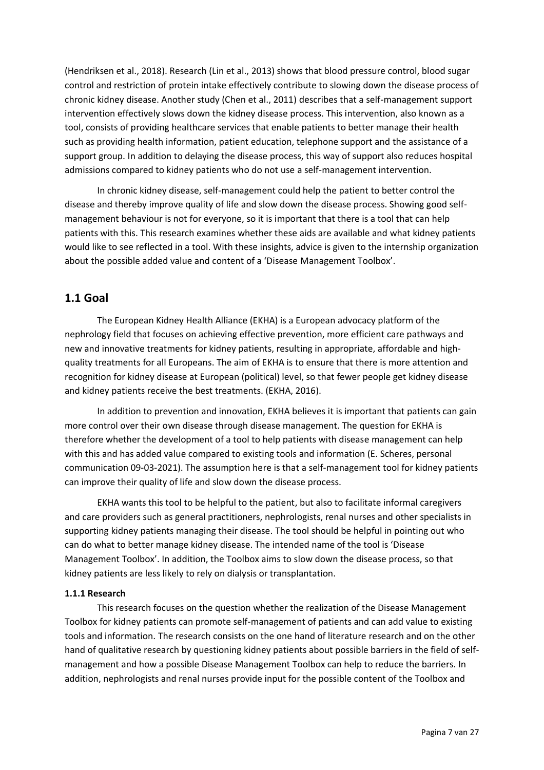(Hendriksen et al., 2018). Research (Lin et al., 2013) shows that blood pressure control, blood sugar control and restriction of protein intake effectively contribute to slowing down the disease process of chronic kidney disease. Another study (Chen et al., 2011) describes that a self-management support intervention effectively slows down the kidney disease process. This intervention, also known as a tool, consists of providing healthcare services that enable patients to better manage their health such as providing health information, patient education, telephone support and the assistance of a support group. In addition to delaying the disease process, this way of support also reduces hospital admissions compared to kidney patients who do not use a self-management intervention.

In chronic kidney disease, self-management could help the patient to better control the disease and thereby improve quality of life and slow down the disease process. Showing good self-management behaviour is not for everyone, so it is important that there is a tool that can help patients with this. This research examines whether these aids are available and what kidney patients would like to see reflected in a tool. With these insights, advice is given to the internship organization about the possible added value and content of a 'Disease Management Toolbox'.

## 1.1 Goal

The European Kidney Health Alliance (EKHA) is a European advocacy platform of the nephrology field that focuses on achieving effective prevention, more efficient care pathways and new and innovative treatments for kidney patients, resulting in appropriate, affordable and high-quality treatments for all Europeans. The aim of EKHA is to ensure that there is more attention and recognition for kidney disease at European (political) level, so that fewer people get kidney disease and kidney patients receive the best treatments. (EKHA, 2016).

In addition to prevention and innovation, EKHA believes it is important that patients can gain more control over their own disease through disease management. The question for EKHA is therefore whether the development of a tool to help patients with disease management can help with this and has added value compared to existing tools and information (E. Scheres, personal communication 09-03-2021). The assumption here is that a self-management tool for kidney patients can improve their quality of life and slow down the disease process.

EKHA wants this tool to be helpful to the patient, but also to facilitate informal caregivers and care providers such as general practitioners, nephrologists, renal nurses and other specialists in supporting kidney patients managing their disease. The tool should be helpful in pointing out who can do what to better manage kidney disease. The intended name of the tool is 'Disease Management Toolbox'. In addition, the Toolbox aims to slow down the disease process, so that kidney patients are less likely to rely on dialysis or transplantation.

### 1.1.1 Research

This research focuses on the question whether the realization of the Disease Management Toolbox for kidney patients can promote self-management of patients and can add value to existing tools and information. The research consists on the one hand of literature research and on the other hand of qualitative research by questioning kidney patients about possible barriers in the field of self-management and how a possible Disease Management Toolbox can help to reduce the barriers. In addition, nephrologists and renal nurses provide input for the possible content of the Toolbox and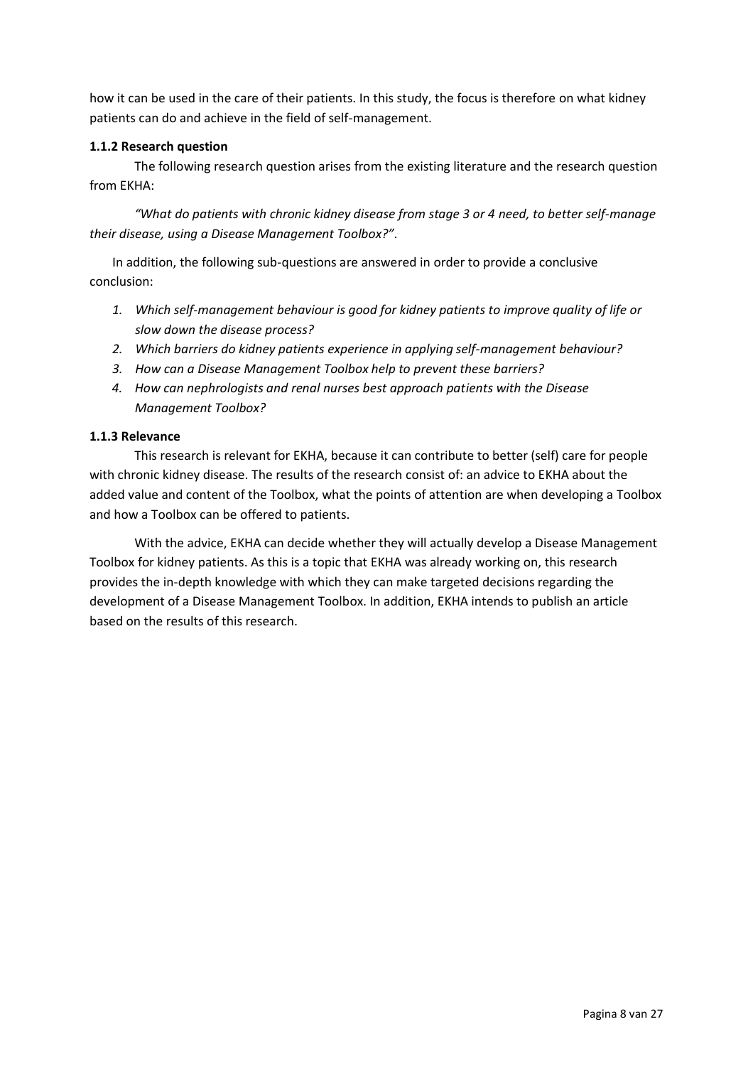how it can be used in the care of their patients. In this study, the focus is therefore on what kidney patients can do and achieve in the field of self-management.

### 1.1.2 Research question

The following research question arises from the existing literature and the research question from EKHA:

*"What do patients with chronic kidney disease from stage 3 or 4 need, to better self-manage their disease, using a Disease Management Toolbox?"*.

In addition, the following sub-questions are answered in order to provide a conclusive conclusion:

1. *Which self-management behaviour is good for kidney patients to improve quality of life or slow down the disease process?*
2. *Which barriers do kidney patients experience in applying self-management behaviour?*
3. *How can a Disease Management Toolbox help to prevent these barriers?*
4. *How can nephrologists and renal nurses best approach patients with the Disease Management Toolbox?*

### 1.1.3 Relevance

This research is relevant for EKHA, because it can contribute to better (self) care for people with chronic kidney disease. The results of the research consist of: an advice to EKHA about the added value and content of the Toolbox, what the points of attention are when developing a Toolbox and how a Toolbox can be offered to patients.

With the advice, EKHA can decide whether they will actually develop a Disease Management Toolbox for kidney patients. As this is a topic that EKHA was already working on, this research provides the in-depth knowledge with which they can make targeted decisions regarding the development of a Disease Management Toolbox. In addition, EKHA intends to publish an article based on the results of this research.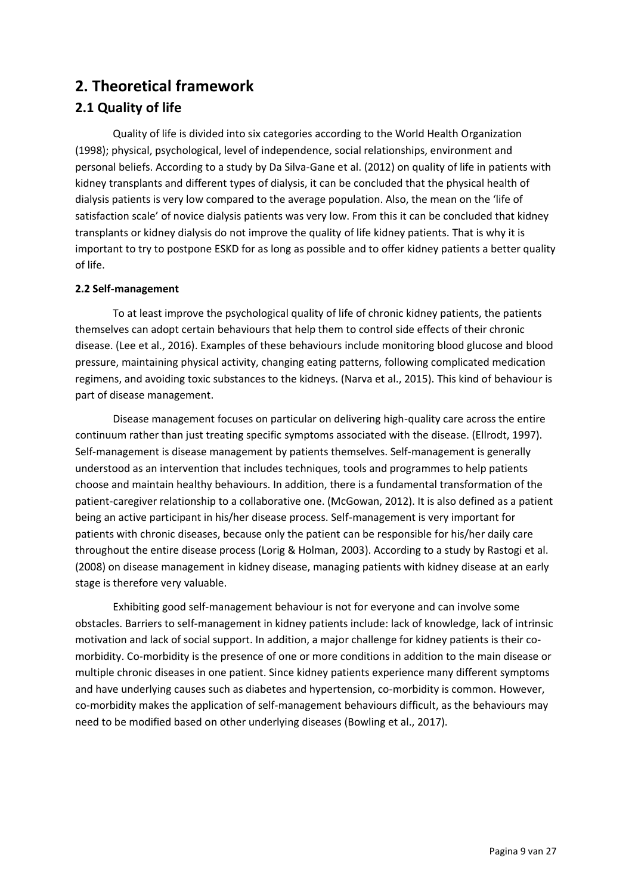# 2. Theoretical framework

## 2.1 Quality of life

Quality of life is divided into six categories according to the World Health Organization (1998); physical, psychological, level of independence, social relationships, environment and personal beliefs. According to a study by Da Silva-Gane et al. (2012) on quality of life in patients with kidney transplants and different types of dialysis, it can be concluded that the physical health of dialysis patients is very low compared to the average population. Also, the mean on the 'life of satisfaction scale' of novice dialysis patients was very low. From this it can be concluded that kidney transplants or kidney dialysis do not improve the quality of life kidney patients. That is why it is important to try to postpone ESKD for as long as possible and to offer kidney patients a better quality of life.

### 2.2 Self-management

To at least improve the psychological quality of life of chronic kidney patients, the patients themselves can adopt certain behaviours that help them to control side effects of their chronic disease. (Lee et al., 2016). Examples of these behaviours include monitoring blood glucose and blood pressure, maintaining physical activity, changing eating patterns, following complicated medication regimens, and avoiding toxic substances to the kidneys. (Narva et al., 2015). This kind of behaviour is part of disease management.

Disease management focuses on particular on delivering high-quality care across the entire continuum rather than just treating specific symptoms associated with the disease. (Ellrodt, 1997). Self-management is disease management by patients themselves. Self-management is generally understood as an intervention that includes techniques, tools and programmes to help patients choose and maintain healthy behaviours. In addition, there is a fundamental transformation of the patient-caregiver relationship to a collaborative one. (McGowan, 2012). It is also defined as a patient being an active participant in his/her disease process. Self-management is very important for patients with chronic diseases, because only the patient can be responsible for his/her daily care throughout the entire disease process (Lorig & Holman, 2003). According to a study by Rastogi et al. (2008) on disease management in kidney disease, managing patients with kidney disease at an early stage is therefore very valuable.

Exhibiting good self-management behaviour is not for everyone and can involve some obstacles. Barriers to self-management in kidney patients include: lack of knowledge, lack of intrinsic motivation and lack of social support. In addition, a major challenge for kidney patients is their co-morbidity. Co-morbidity is the presence of one or more conditions in addition to the main disease or multiple chronic diseases in one patient. Since kidney patients experience many different symptoms and have underlying causes such as diabetes and hypertension, co-morbidity is common. However, co-morbidity makes the application of self-management behaviours difficult, as the behaviours may need to be modified based on other underlying diseases (Bowling et al., 2017).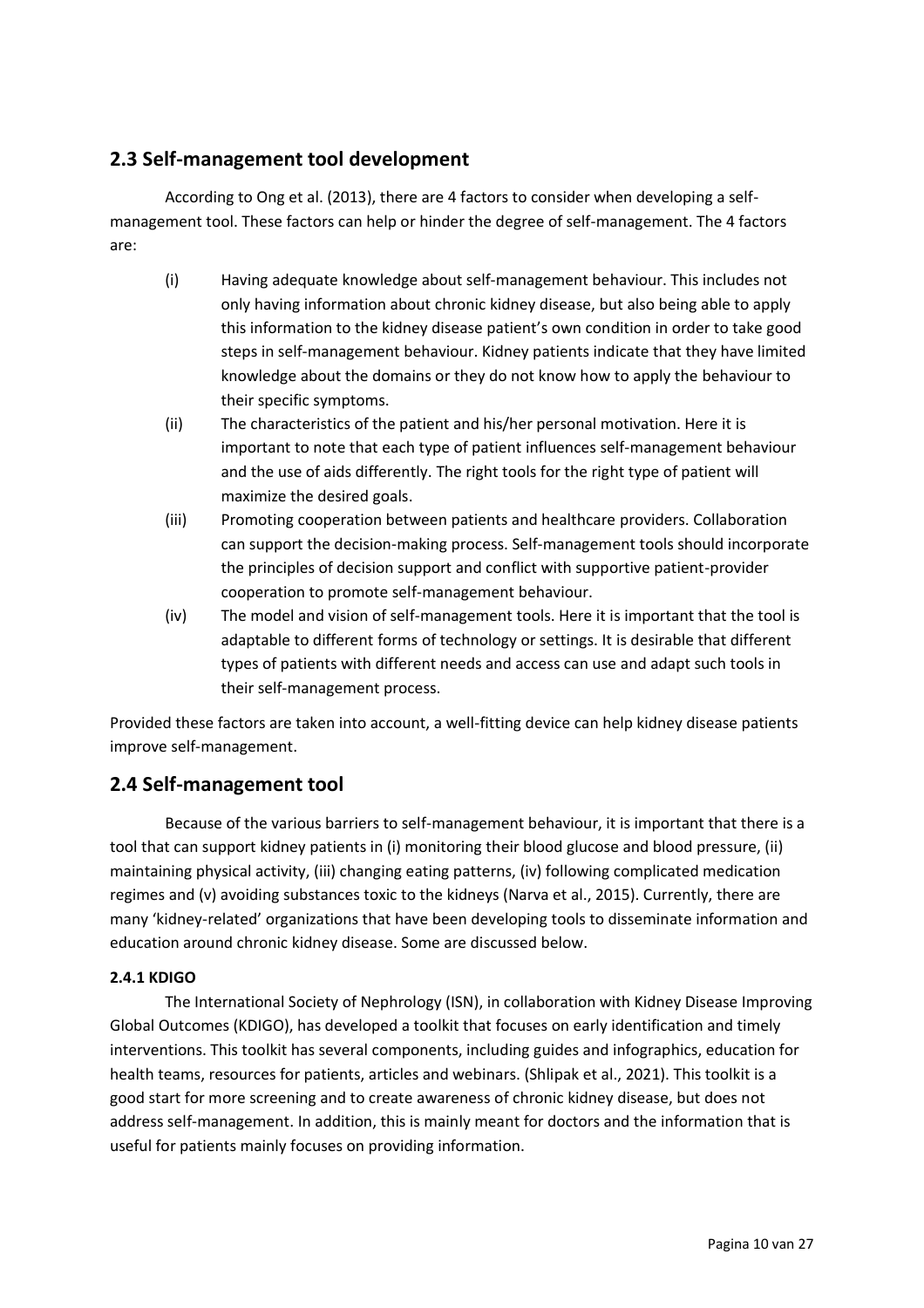## 2.3 Self-management tool development

According to Ong et al. (2013), there are 4 factors to consider when developing a self-management tool. These factors can help or hinder the degree of self-management. The 4 factors are:

(i) Having adequate knowledge about self-management behaviour. This includes not only having information about chronic kidney disease, but also being able to apply this information to the kidney disease patient's own condition in order to take good steps in self-management behaviour. Kidney patients indicate that they have limited knowledge about the domains or they do not know how to apply the behaviour to their specific symptoms.

(ii) The characteristics of the patient and his/her personal motivation. Here it is important to note that each type of patient influences self-management behaviour and the use of aids differently. The right tools for the right type of patient will maximize the desired goals.

(iii) Promoting cooperation between patients and healthcare providers. Collaboration can support the decision-making process. Self-management tools should incorporate the principles of decision support and conflict with supportive patient-provider cooperation to promote self-management behaviour.

(iv) The model and vision of self-management tools. Here it is important that the tool is adaptable to different forms of technology or settings. It is desirable that different types of patients with different needs and access can use and adapt such tools in their self-management process.

Provided these factors are taken into account, a well-fitting device can help kidney disease patients improve self-management.

## 2.4 Self-management tool

Because of the various barriers to self-management behaviour, it is important that there is a tool that can support kidney patients in (i) monitoring their blood glucose and blood pressure, (ii) maintaining physical activity, (iii) changing eating patterns, (iv) following complicated medication regimes and (v) avoiding substances toxic to the kidneys (Narva et al., 2015). Currently, there are many 'kidney-related' organizations that have been developing tools to disseminate information and education around chronic kidney disease. Some are discussed below.

### 2.4.1 KDIGO

The International Society of Nephrology (ISN), in collaboration with Kidney Disease Improving Global Outcomes (KDIGO), has developed a toolkit that focuses on early identification and timely interventions. This toolkit has several components, including guides and infographics, education for health teams, resources for patients, articles and webinars. (Shlipak et al., 2021). This toolkit is a good start for more screening and to create awareness of chronic kidney disease, but does not address self-management. In addition, this is mainly meant for doctors and the information that is useful for patients mainly focuses on providing information.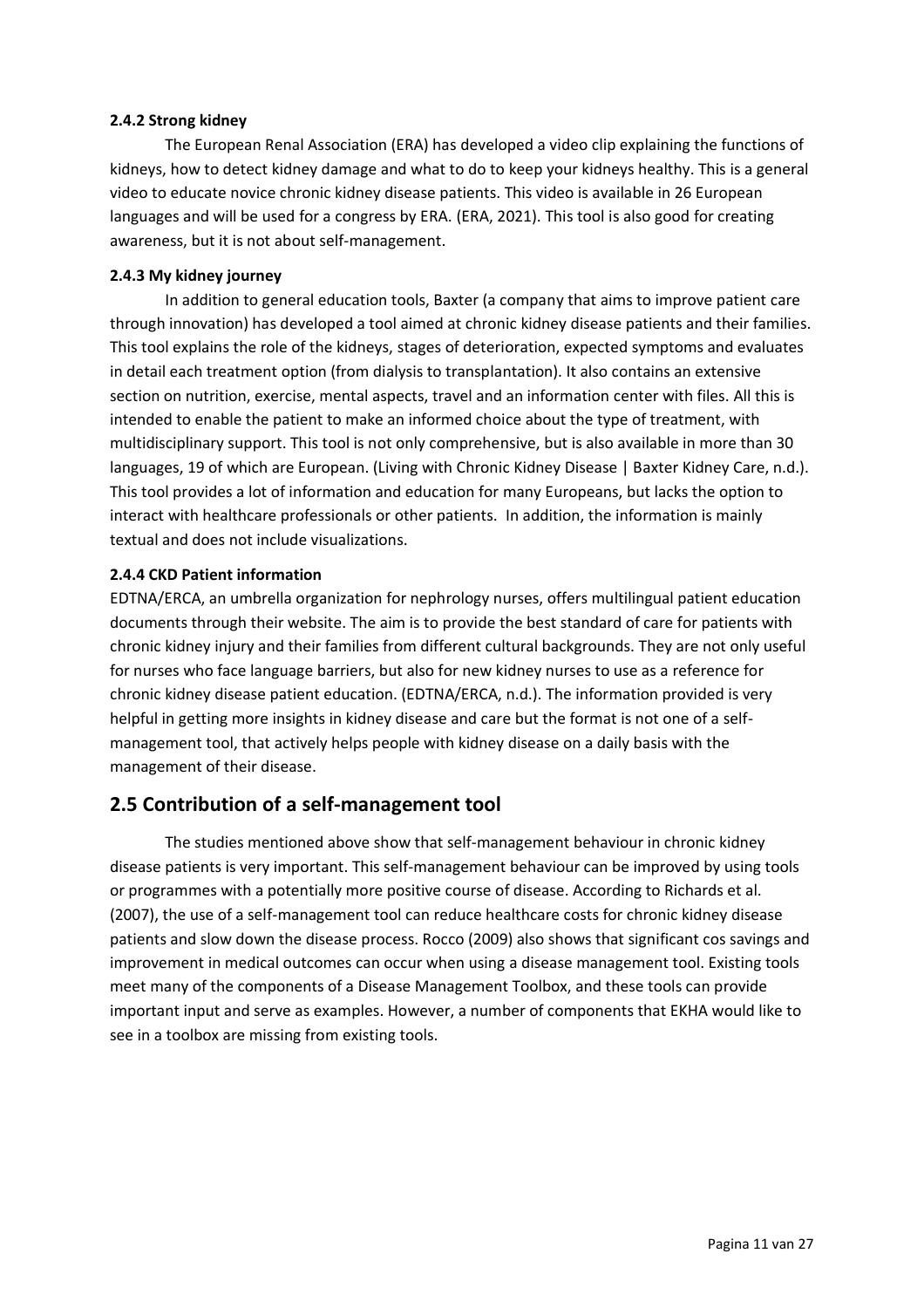#### 2.4.2 Strong kidney

The European Renal Association (ERA) has developed a video clip explaining the functions of kidneys, how to detect kidney damage and what to do to keep your kidneys healthy. This is a general video to educate novice chronic kidney disease patients. This video is available in 26 European languages and will be used for a congress by ERA. (ERA, 2021). This tool is also good for creating awareness, but it is not about self-management.

#### 2.4.3 My kidney journey

In addition to general education tools, Baxter (a company that aims to improve patient care through innovation) has developed a tool aimed at chronic kidney disease patients and their families. This tool explains the role of the kidneys, stages of deterioration, expected symptoms and evaluates in detail each treatment option (from dialysis to transplantation). It also contains an extensive section on nutrition, exercise, mental aspects, travel and an information center with files. All this is intended to enable the patient to make an informed choice about the type of treatment, with multidisciplinary support. This tool is not only comprehensive, but is also available in more than 30 languages, 19 of which are European. (Living with Chronic Kidney Disease | Baxter Kidney Care, n.d.). This tool provides a lot of information and education for many Europeans, but lacks the option to interact with healthcare professionals or other patients. In addition, the information is mainly textual and does not include visualizations.

#### 2.4.4 CKD Patient information

EDTNA/ERCA, an umbrella organization for nephrology nurses, offers multilingual patient education documents through their website. The aim is to provide the best standard of care for patients with chronic kidney injury and their families from different cultural backgrounds. They are not only useful for nurses who face language barriers, but also for new kidney nurses to use as a reference for chronic kidney disease patient education. (EDTNA/ERCA, n.d.). The information provided is very helpful in getting more insights in kidney disease and care but the format is not one of a self-management tool, that actively helps people with kidney disease on a daily basis with the management of their disease.

## 2.5 Contribution of a self-management tool

The studies mentioned above show that self-management behaviour in chronic kidney disease patients is very important. This self-management behaviour can be improved by using tools or programmes with a potentially more positive course of disease. According to Richards et al. (2007), the use of a self-management tool can reduce healthcare costs for chronic kidney disease patients and slow down the disease process. Rocco (2009) also shows that significant cos savings and improvement in medical outcomes can occur when using a disease management tool. Existing tools meet many of the components of a Disease Management Toolbox, and these tools can provide important input and serve as examples. However, a number of components that EKHA would like to see in a toolbox are missing from existing tools.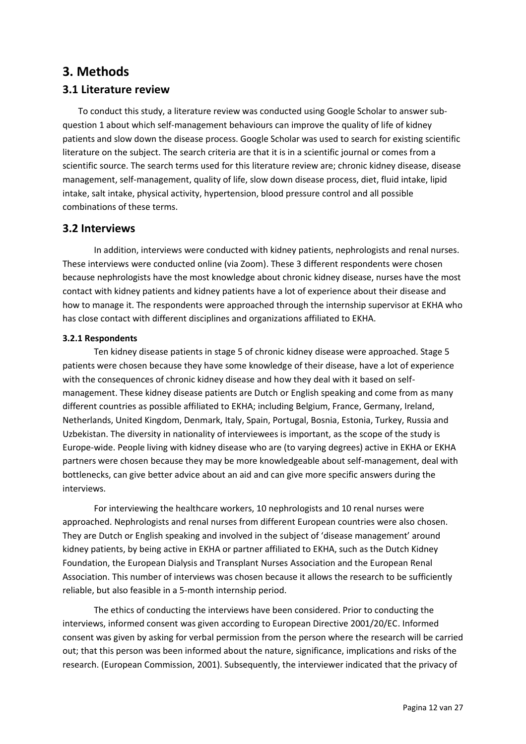# 3. Methods

## 3.1 Literature review

To conduct this study, a literature review was conducted using Google Scholar to answer sub-question 1 about which self-management behaviours can improve the quality of life of kidney patients and slow down the disease process. Google Scholar was used to search for existing scientific literature on the subject. The search criteria are that it is in a scientific journal or comes from a scientific source. The search terms used for this literature review are; chronic kidney disease, disease management, self-management, quality of life, slow down disease process, diet, fluid intake, lipid intake, salt intake, physical activity, hypertension, blood pressure control and all possible combinations of these terms.

## 3.2 Interviews

In addition, interviews were conducted with kidney patients, nephrologists and renal nurses. These interviews were conducted online (via Zoom). These 3 different respondents were chosen because nephrologists have the most knowledge about chronic kidney disease, nurses have the most contact with kidney patients and kidney patients have a lot of experience about their disease and how to manage it. The respondents were approached through the internship supervisor at EKHA who has close contact with different disciplines and organizations affiliated to EKHA.

### 3.2.1 Respondents

Ten kidney disease patients in stage 5 of chronic kidney disease were approached. Stage 5 patients were chosen because they have some knowledge of their disease, have a lot of experience with the consequences of chronic kidney disease and how they deal with it based on self-management. These kidney disease patients are Dutch or English speaking and come from as many different countries as possible affiliated to EKHA; including Belgium, France, Germany, Ireland, Netherlands, United Kingdom, Denmark, Italy, Spain, Portugal, Bosnia, Estonia, Turkey, Russia and Uzbekistan. The diversity in nationality of interviewees is important, as the scope of the study is Europe-wide. People living with kidney disease who are (to varying degrees) active in EKHA or EKHA partners were chosen because they may be more knowledgeable about self-management, deal with bottlenecks, can give better advice about an aid and can give more specific answers during the interviews.

For interviewing the healthcare workers, 10 nephrologists and 10 renal nurses were approached. Nephrologists and renal nurses from different European countries were also chosen. They are Dutch or English speaking and involved in the subject of 'disease management' around kidney patients, by being active in EKHA or partner affiliated to EKHA, such as the Dutch Kidney Foundation, the European Dialysis and Transplant Nurses Association and the European Renal Association. This number of interviews was chosen because it allows the research to be sufficiently reliable, but also feasible in a 5-month internship period.

The ethics of conducting the interviews have been considered. Prior to conducting the interviews, informed consent was given according to European Directive 2001/20/EC. Informed consent was given by asking for verbal permission from the person where the research will be carried out; that this person was been informed about the nature, significance, implications and risks of the research. (European Commission, 2001). Subsequently, the interviewer indicated that the privacy of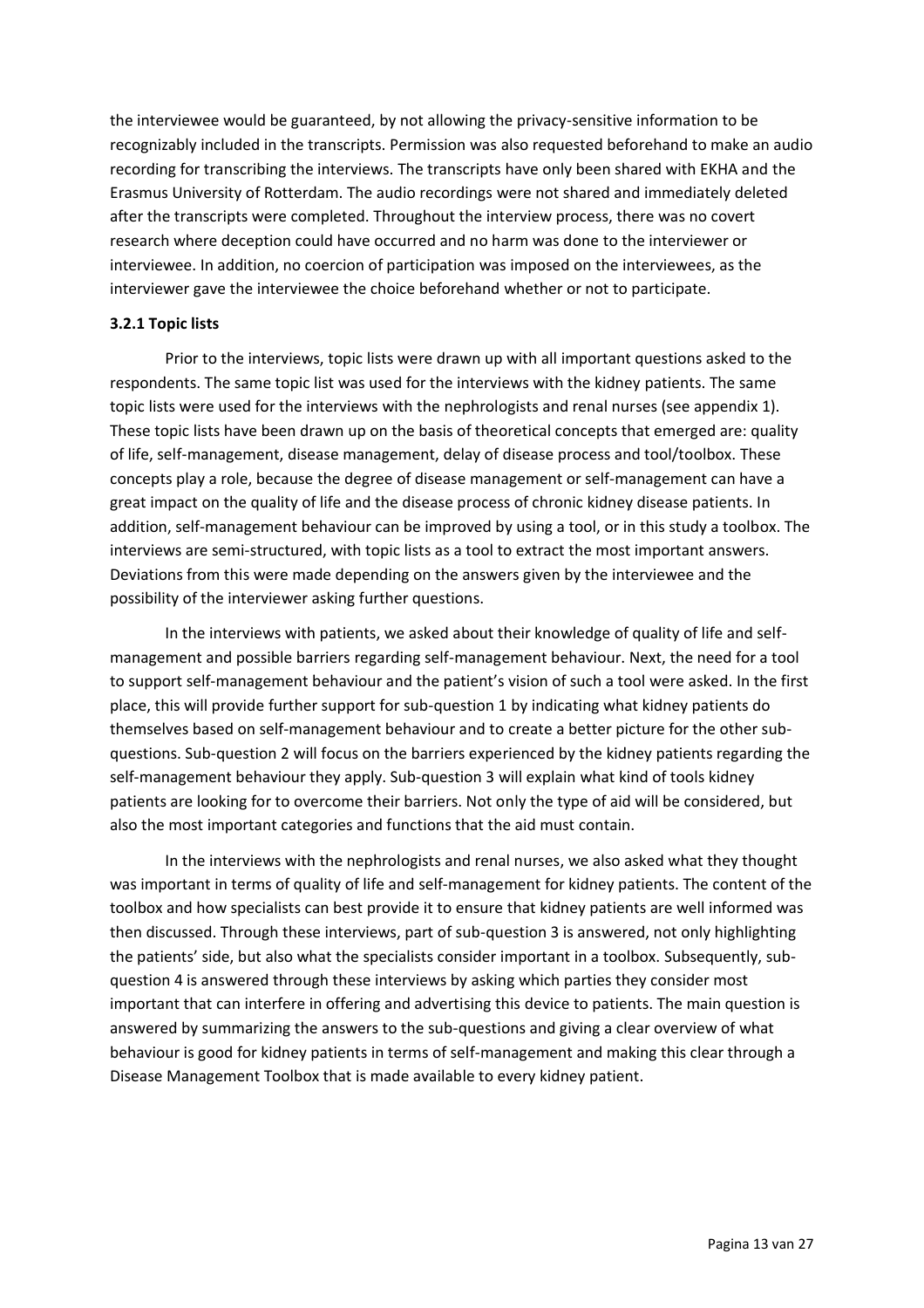the interviewee would be guaranteed, by not allowing the privacy-sensitive information to be recognizably included in the transcripts. Permission was also requested beforehand to make an audio recording for transcribing the interviews. The transcripts have only been shared with EKHA and the Erasmus University of Rotterdam. The audio recordings were not shared and immediately deleted after the transcripts were completed. Throughout the interview process, there was no covert research where deception could have occurred and no harm was done to the interviewer or interviewee. In addition, no coercion of participation was imposed on the interviewees, as the interviewer gave the interviewee the choice beforehand whether or not to participate.

### 3.2.1 Topic lists

Prior to the interviews, topic lists were drawn up with all important questions asked to the respondents. The same topic list was used for the interviews with the kidney patients. The same topic lists were used for the interviews with the nephrologists and renal nurses (see appendix 1). These topic lists have been drawn up on the basis of theoretical concepts that emerged are: quality of life, self-management, disease management, delay of disease process and tool/toolbox. These concepts play a role, because the degree of disease management or self-management can have a great impact on the quality of life and the disease process of chronic kidney disease patients. In addition, self-management behaviour can be improved by using a tool, or in this study a toolbox. The interviews are semi-structured, with topic lists as a tool to extract the most important answers. Deviations from this were made depending on the answers given by the interviewee and the possibility of the interviewer asking further questions.

In the interviews with patients, we asked about their knowledge of quality of life and self-management and possible barriers regarding self-management behaviour. Next, the need for a tool to support self-management behaviour and the patient's vision of such a tool were asked. In the first place, this will provide further support for sub-question 1 by indicating what kidney patients do themselves based on self-management behaviour and to create a better picture for the other sub-questions. Sub-question 2 will focus on the barriers experienced by the kidney patients regarding the self-management behaviour they apply. Sub-question 3 will explain what kind of tools kidney patients are looking for to overcome their barriers. Not only the type of aid will be considered, but also the most important categories and functions that the aid must contain.

In the interviews with the nephrologists and renal nurses, we also asked what they thought was important in terms of quality of life and self-management for kidney patients. The content of the toolbox and how specialists can best provide it to ensure that kidney patients are well informed was then discussed. Through these interviews, part of sub-question 3 is answered, not only highlighting the patients' side, but also what the specialists consider important in a toolbox. Subsequently, sub-question 4 is answered through these interviews by asking which parties they consider most important that can interfere in offering and advertising this device to patients. The main question is answered by summarizing the answers to the sub-questions and giving a clear overview of what behaviour is good for kidney patients in terms of self-management and making this clear through a Disease Management Toolbox that is made available to every kidney patient.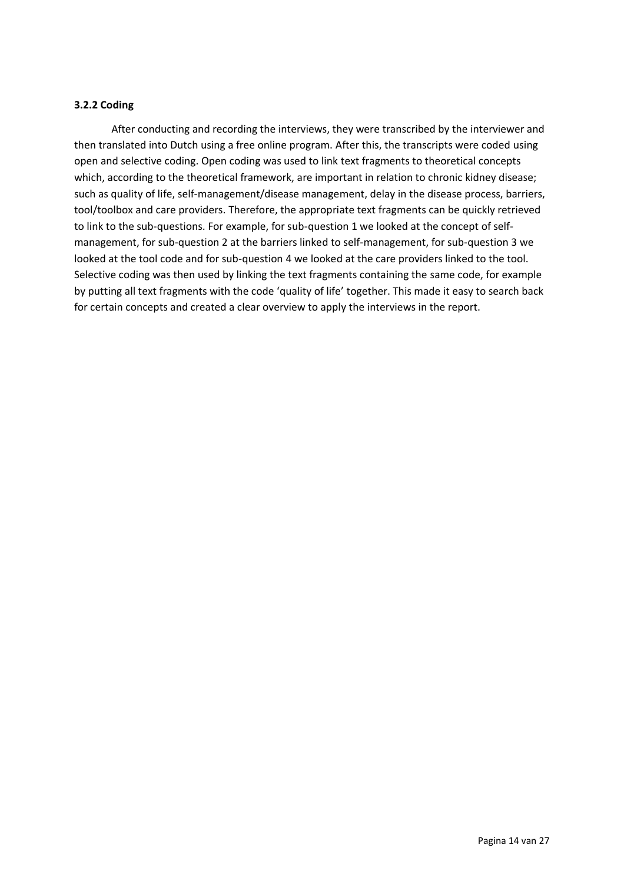### 3.2.2 Coding

After conducting and recording the interviews, they were transcribed by the interviewer and then translated into Dutch using a free online program. After this, the transcripts were coded using open and selective coding. Open coding was used to link text fragments to theoretical concepts which, according to the theoretical framework, are important in relation to chronic kidney disease; such as quality of life, self-management/disease management, delay in the disease process, barriers, tool/toolbox and care providers. Therefore, the appropriate text fragments can be quickly retrieved to link to the sub-questions. For example, for sub-question 1 we looked at the concept of self-management, for sub-question 2 at the barriers linked to self-management, for sub-question 3 we looked at the tool code and for sub-question 4 we looked at the care providers linked to the tool. Selective coding was then used by linking the text fragments containing the same code, for example by putting all text fragments with the code 'quality of life' together. This made it easy to search back for certain concepts and created a clear overview to apply the interviews in the report.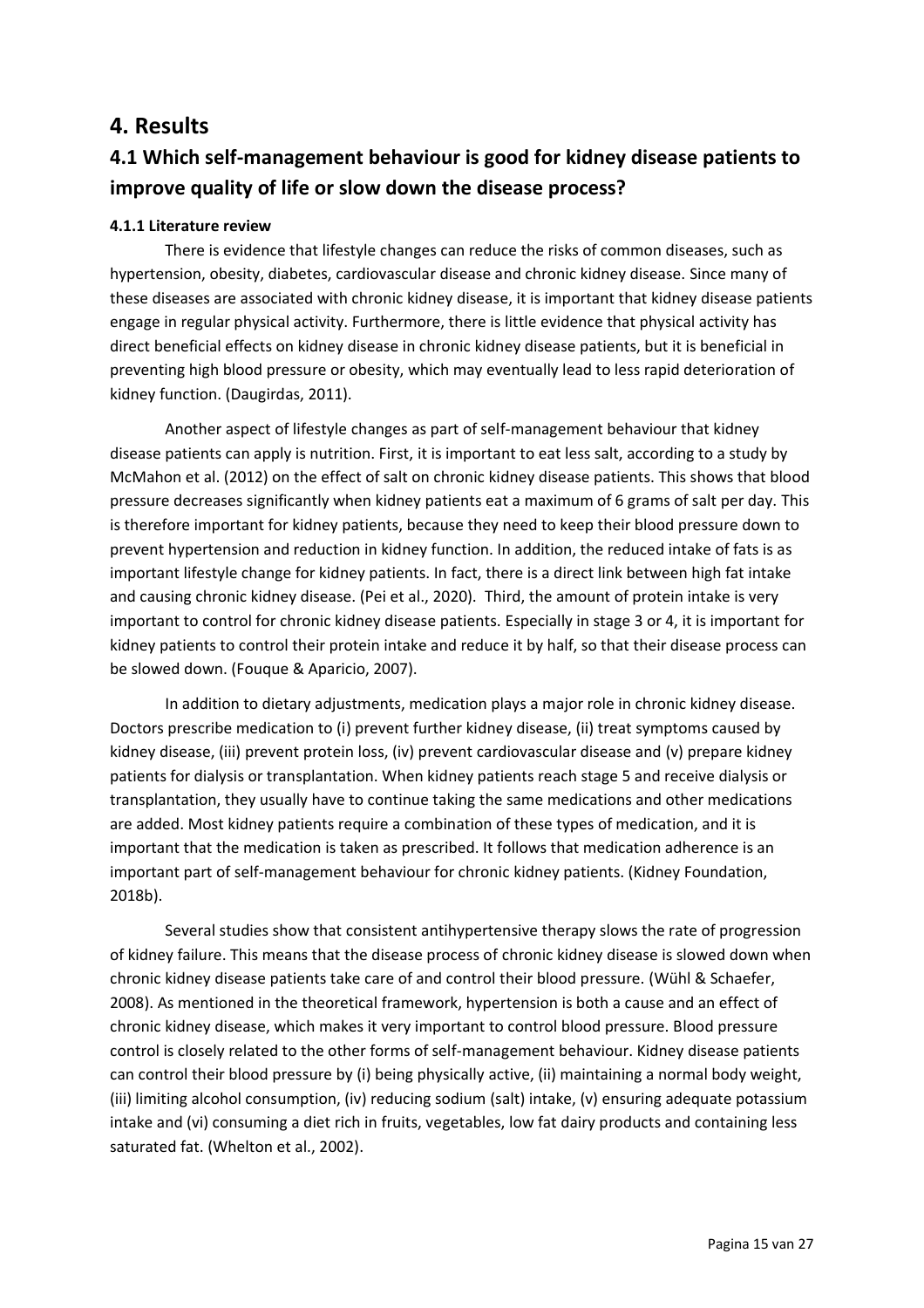# 4. Results

## 4.1 Which self-management behaviour is good for kidney disease patients to improve quality of life or slow down the disease process?

#### 4.1.1 Literature review

There is evidence that lifestyle changes can reduce the risks of common diseases, such as hypertension, obesity, diabetes, cardiovascular disease and chronic kidney disease. Since many of these diseases are associated with chronic kidney disease, it is important that kidney disease patients engage in regular physical activity. Furthermore, there is little evidence that physical activity has direct beneficial effects on kidney disease in chronic kidney disease patients, but it is beneficial in preventing high blood pressure or obesity, which may eventually lead to less rapid deterioration of kidney function. (Daugirdas, 2011).

Another aspect of lifestyle changes as part of self-management behaviour that kidney disease patients can apply is nutrition. First, it is important to eat less salt, according to a study by McMahon et al. (2012) on the effect of salt on chronic kidney disease patients. This shows that blood pressure decreases significantly when kidney patients eat a maximum of 6 grams of salt per day. This is therefore important for kidney patients, because they need to keep their blood pressure down to prevent hypertension and reduction in kidney function. In addition, the reduced intake of fats is as important lifestyle change for kidney patients. In fact, there is a direct link between high fat intake and causing chronic kidney disease. (Pei et al., 2020). Third, the amount of protein intake is very important to control for chronic kidney disease patients. Especially in stage 3 or 4, it is important for kidney patients to control their protein intake and reduce it by half, so that their disease process can be slowed down. (Fouque & Aparicio, 2007).

In addition to dietary adjustments, medication plays a major role in chronic kidney disease. Doctors prescribe medication to (i) prevent further kidney disease, (ii) treat symptoms caused by kidney disease, (iii) prevent protein loss, (iv) prevent cardiovascular disease and (v) prepare kidney patients for dialysis or transplantation. When kidney patients reach stage 5 and receive dialysis or transplantation, they usually have to continue taking the same medications and other medications are added. Most kidney patients require a combination of these types of medication, and it is important that the medication is taken as prescribed. It follows that medication adherence is an important part of self-management behaviour for chronic kidney patients. (Kidney Foundation, 2018b).

Several studies show that consistent antihypertensive therapy slows the rate of progression of kidney failure. This means that the disease process of chronic kidney disease is slowed down when chronic kidney disease patients take care of and control their blood pressure. (Wühl & Schaefer, 2008). As mentioned in the theoretical framework, hypertension is both a cause and an effect of chronic kidney disease, which makes it very important to control blood pressure. Blood pressure control is closely related to the other forms of self-management behaviour. Kidney disease patients can control their blood pressure by (i) being physically active, (ii) maintaining a normal body weight, (iii) limiting alcohol consumption, (iv) reducing sodium (salt) intake, (v) ensuring adequate potassium intake and (vi) consuming a diet rich in fruits, vegetables, low fat dairy products and containing less saturated fat. (Whelton et al., 2002).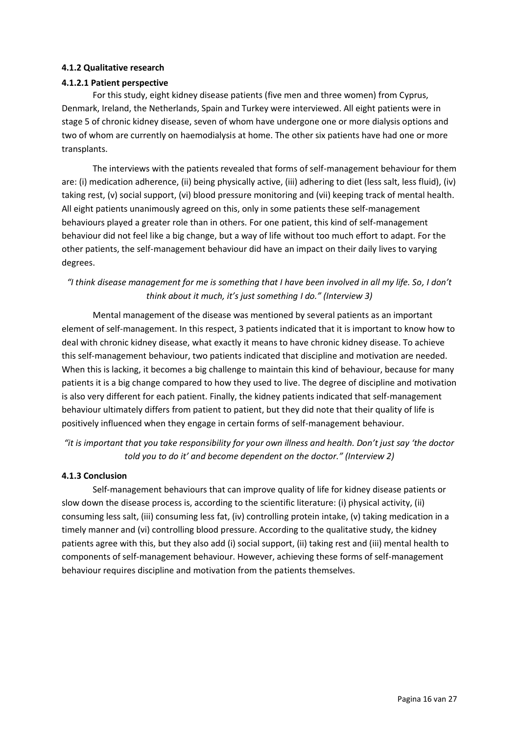#### 4.1.2 Qualitative research

##### 4.1.2.1 Patient perspective

For this study, eight kidney disease patients (five men and three women) from Cyprus, Denmark, Ireland, the Netherlands, Spain and Turkey were interviewed. All eight patients were in stage 5 of chronic kidney disease, seven of whom have undergone one or more dialysis options and two of whom are currently on haemodialysis at home. The other six patients have had one or more transplants.

The interviews with the patients revealed that forms of self-management behaviour for them are: (i) medication adherence, (ii) being physically active, (iii) adhering to diet (less salt, less fluid), (iv) taking rest, (v) social support, (vi) blood pressure monitoring and (vii) keeping track of mental health. All eight patients unanimously agreed on this, only in some patients these self-management behaviours played a greater role than in others. For one patient, this kind of self-management behaviour did not feel like a big change, but a way of life without too much effort to adapt. For the other patients, the self-management behaviour did have an impact on their daily lives to varying degrees.

*"I think disease management for me is something that I have been involved in all my life. So, I don't think about it much, it's just something I do." (Interview 3)*

Mental management of the disease was mentioned by several patients as an important element of self-management. In this respect, 3 patients indicated that it is important to know how to deal with chronic kidney disease, what exactly it means to have chronic kidney disease. To achieve this self-management behaviour, two patients indicated that discipline and motivation are needed. When this is lacking, it becomes a big challenge to maintain this kind of behaviour, because for many patients it is a big change compared to how they used to live. The degree of discipline and motivation is also very different for each patient. Finally, the kidney patients indicated that self-management behaviour ultimately differs from patient to patient, but they did note that their quality of life is positively influenced when they engage in certain forms of self-management behaviour.

*"it is important that you take responsibility for your own illness and health. Don't just say 'the doctor told you to do it' and become dependent on the doctor." (Interview 2)*

#### 4.1.3 Conclusion

Self-management behaviours that can improve quality of life for kidney disease patients or slow down the disease process is, according to the scientific literature: (i) physical activity, (ii) consuming less salt, (iii) consuming less fat, (iv) controlling protein intake, (v) taking medication in a timely manner and (vi) controlling blood pressure. According to the qualitative study, the kidney patients agree with this, but they also add (i) social support, (ii) taking rest and (iii) mental health to components of self-management behaviour. However, achieving these forms of self-management behaviour requires discipline and motivation from the patients themselves.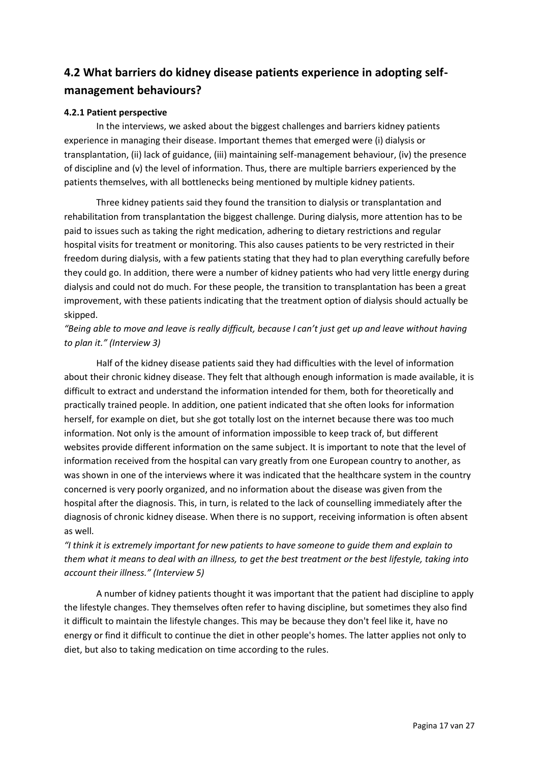## 4.2 What barriers do kidney disease patients experience in adopting self-management behaviours?

### 4.2.1 Patient perspective

In the interviews, we asked about the biggest challenges and barriers kidney patients experience in managing their disease. Important themes that emerged were (i) dialysis or transplantation, (ii) lack of guidance, (iii) maintaining self-management behaviour, (iv) the presence of discipline and (v) the level of information. Thus, there are multiple barriers experienced by the patients themselves, with all bottlenecks being mentioned by multiple kidney patients.

Three kidney patients said they found the transition to dialysis or transplantation and rehabilitation from transplantation the biggest challenge. During dialysis, more attention has to be paid to issues such as taking the right medication, adhering to dietary restrictions and regular hospital visits for treatment or monitoring. This also causes patients to be very restricted in their freedom during dialysis, with a few patients stating that they had to plan everything carefully before they could go. In addition, there were a number of kidney patients who had very little energy during dialysis and could not do much. For these people, the transition to transplantation has been a great improvement, with these patients indicating that the treatment option of dialysis should actually be skipped.

*"Being able to move and leave is really difficult, because I can't just get up and leave without having to plan it." (Interview 3)*

Half of the kidney disease patients said they had difficulties with the level of information about their chronic kidney disease. They felt that although enough information is made available, it is difficult to extract and understand the information intended for them, both for theoretically and practically trained people. In addition, one patient indicated that she often looks for information herself, for example on diet, but she got totally lost on the internet because there was too much information. Not only is the amount of information impossible to keep track of, but different websites provide different information on the same subject. It is important to note that the level of information received from the hospital can vary greatly from one European country to another, as was shown in one of the interviews where it was indicated that the healthcare system in the country concerned is very poorly organized, and no information about the disease was given from the hospital after the diagnosis. This, in turn, is related to the lack of counselling immediately after the diagnosis of chronic kidney disease. When there is no support, receiving information is often absent as well.

*"I think it is extremely important for new patients to have someone to guide them and explain to them what it means to deal with an illness, to get the best treatment or the best lifestyle, taking into account their illness." (Interview 5)*

A number of kidney patients thought it was important that the patient had discipline to apply the lifestyle changes. They themselves often refer to having discipline, but sometimes they also find it difficult to maintain the lifestyle changes. This may be because they don't feel like it, have no energy or find it difficult to continue the diet in other people's homes. The latter applies not only to diet, but also to taking medication on time according to the rules.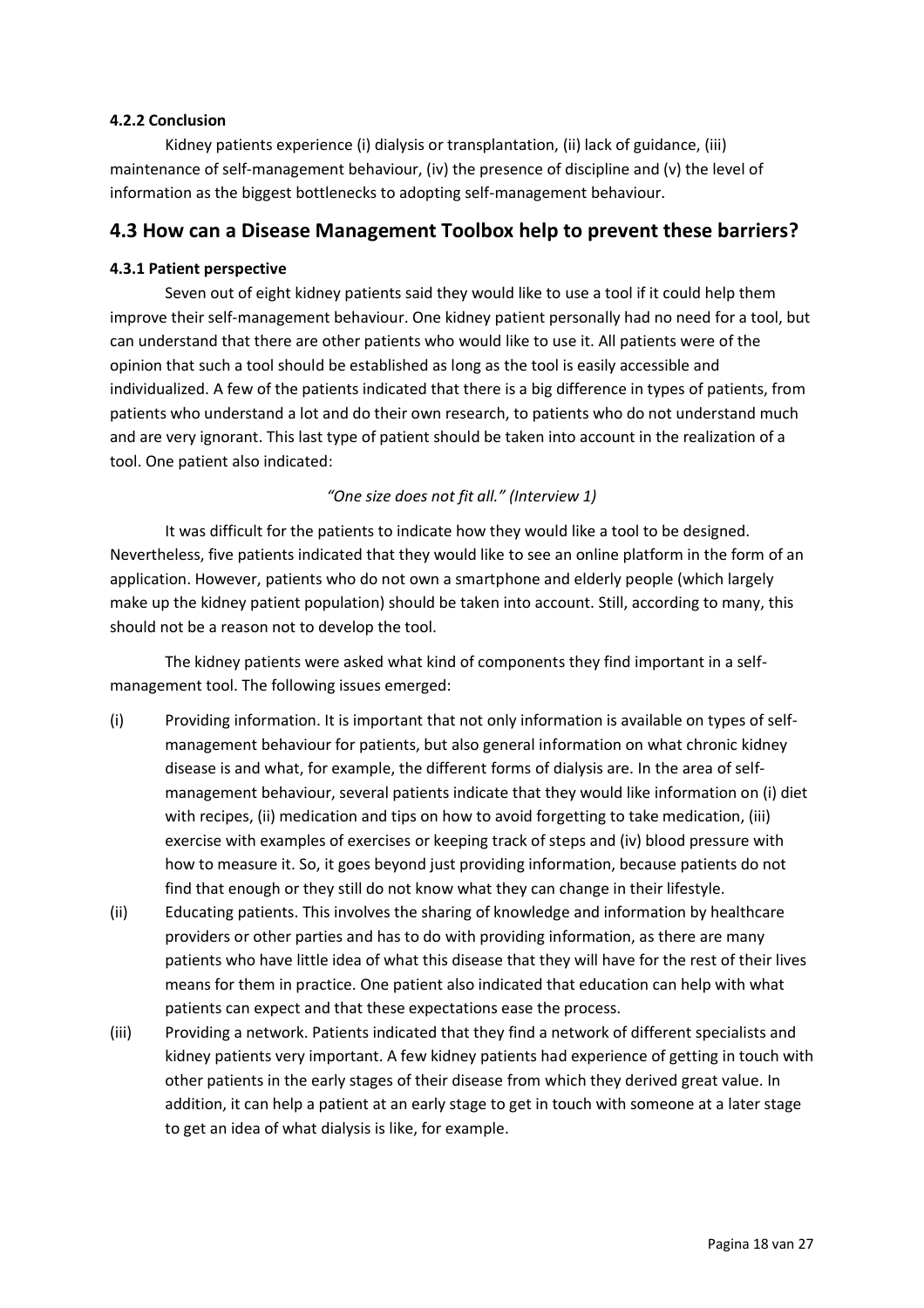#### 4.2.2 Conclusion

Kidney patients experience (i) dialysis or transplantation, (ii) lack of guidance, (iii) maintenance of self-management behaviour, (iv) the presence of discipline and (v) the level of information as the biggest bottlenecks to adopting self-management behaviour.

## 4.3 How can a Disease Management Toolbox help to prevent these barriers?

#### 4.3.1 Patient perspective

Seven out of eight kidney patients said they would like to use a tool if it could help them improve their self-management behaviour. One kidney patient personally had no need for a tool, but can understand that there are other patients who would like to use it. All patients were of the opinion that such a tool should be established as long as the tool is easily accessible and individualized. A few of the patients indicated that there is a big difference in types of patients, from patients who understand a lot and do their own research, to patients who do not understand much and are very ignorant. This last type of patient should be taken into account in the realization of a tool. One patient also indicated:

*"One size does not fit all." (Interview 1)*

It was difficult for the patients to indicate how they would like a tool to be designed. Nevertheless, five patients indicated that they would like to see an online platform in the form of an application. However, patients who do not own a smartphone and elderly people (which largely make up the kidney patient population) should be taken into account. Still, according to many, this should not be a reason not to develop the tool.

The kidney patients were asked what kind of components they find important in a self-management tool. The following issues emerged:

(i) Providing information. It is important that not only information is available on types of self-management behaviour for patients, but also general information on what chronic kidney disease is and what, for example, the different forms of dialysis are. In the area of self-management behaviour, several patients indicate that they would like information on (i) diet with recipes, (ii) medication and tips on how to avoid forgetting to take medication, (iii) exercise with examples of exercises or keeping track of steps and (iv) blood pressure with how to measure it. So, it goes beyond just providing information, because patients do not find that enough or they still do not know what they can change in their lifestyle.

(ii) Educating patients. This involves the sharing of knowledge and information by healthcare providers or other parties and has to do with providing information, as there are many patients who have little idea of what this disease that they will have for the rest of their lives means for them in practice. One patient also indicated that education can help with what patients can expect and that these expectations ease the process.

(iii) Providing a network. Patients indicated that they find a network of different specialists and kidney patients very important. A few kidney patients had experience of getting in touch with other patients in the early stages of their disease from which they derived great value. In addition, it can help a patient at an early stage to get in touch with someone at a later stage to get an idea of what dialysis is like, for example.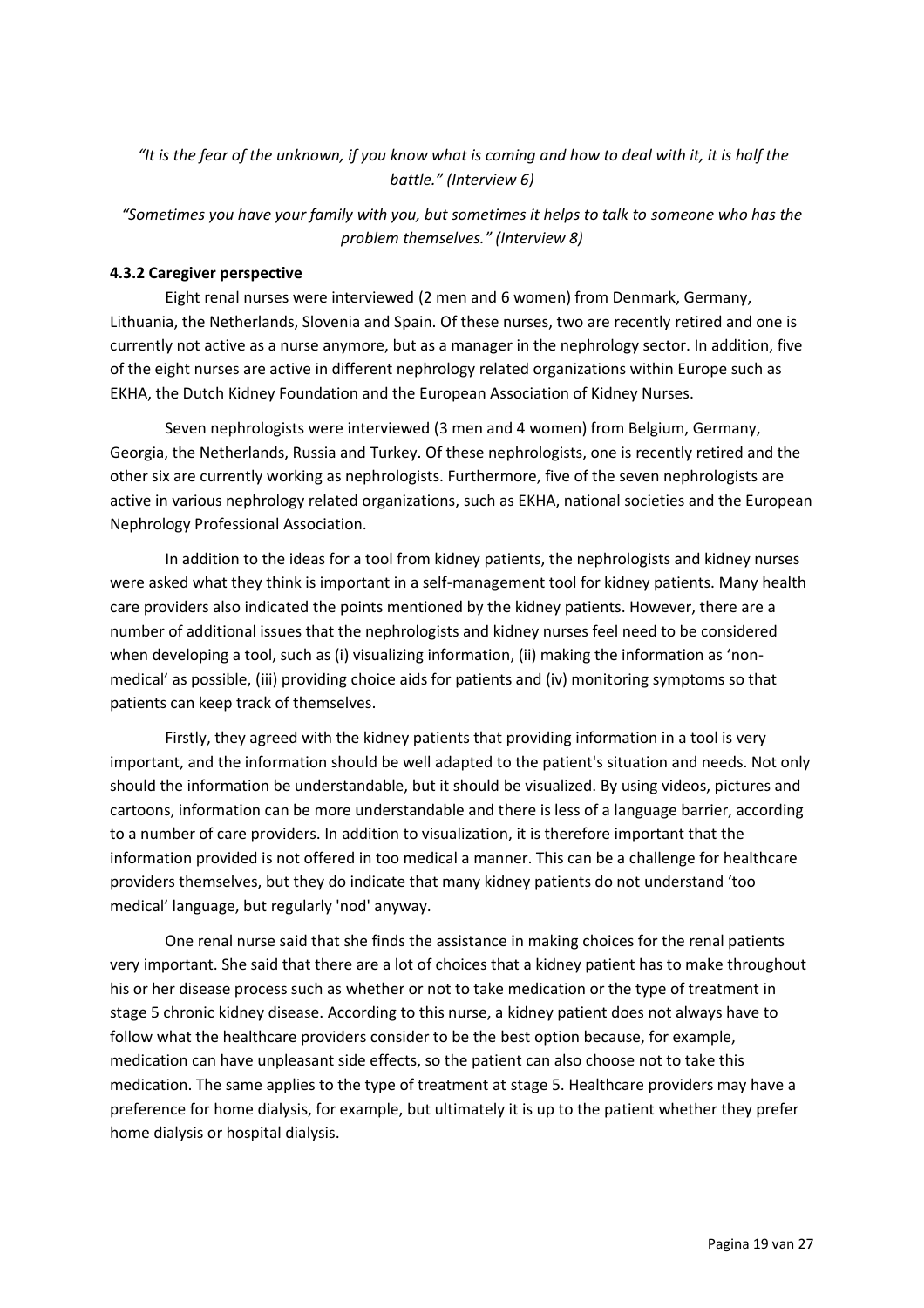*"It is the fear of the unknown, if you know what is coming and how to deal with it, it is half the battle." (Interview 6)*

*"Sometimes you have your family with you, but sometimes it helps to talk to someone who has the problem themselves." (Interview 8)*

#### 4.3.2 Caregiver perspective

Eight renal nurses were interviewed (2 men and 6 women) from Denmark, Germany, Lithuania, the Netherlands, Slovenia and Spain. Of these nurses, two are recently retired and one is currently not active as a nurse anymore, but as a manager in the nephrology sector. In addition, five of the eight nurses are active in different nephrology related organizations within Europe such as EKHA, the Dutch Kidney Foundation and the European Association of Kidney Nurses.

Seven nephrologists were interviewed (3 men and 4 women) from Belgium, Germany, Georgia, the Netherlands, Russia and Turkey. Of these nephrologists, one is recently retired and the other six are currently working as nephrologists. Furthermore, five of the seven nephrologists are active in various nephrology related organizations, such as EKHA, national societies and the European Nephrology Professional Association.

In addition to the ideas for a tool from kidney patients, the nephrologists and kidney nurses were asked what they think is important in a self-management tool for kidney patients. Many health care providers also indicated the points mentioned by the kidney patients. However, there are a number of additional issues that the nephrologists and kidney nurses feel need to be considered when developing a tool, such as (i) visualizing information, (ii) making the information as 'non-medical' as possible, (iii) providing choice aids for patients and (iv) monitoring symptoms so that patients can keep track of themselves.

Firstly, they agreed with the kidney patients that providing information in a tool is very important, and the information should be well adapted to the patient's situation and needs. Not only should the information be understandable, but it should be visualized. By using videos, pictures and cartoons, information can be more understandable and there is less of a language barrier, according to a number of care providers. In addition to visualization, it is therefore important that the information provided is not offered in too medical a manner. This can be a challenge for healthcare providers themselves, but they do indicate that many kidney patients do not understand 'too medical' language, but regularly 'nod' anyway.

One renal nurse said that she finds the assistance in making choices for the renal patients very important. She said that there are a lot of choices that a kidney patient has to make throughout his or her disease process such as whether or not to take medication or the type of treatment in stage 5 chronic kidney disease. According to this nurse, a kidney patient does not always have to follow what the healthcare providers consider to be the best option because, for example, medication can have unpleasant side effects, so the patient can also choose not to take this medication. The same applies to the type of treatment at stage 5. Healthcare providers may have a preference for home dialysis, for example, but ultimately it is up to the patient whether they prefer home dialysis or hospital dialysis.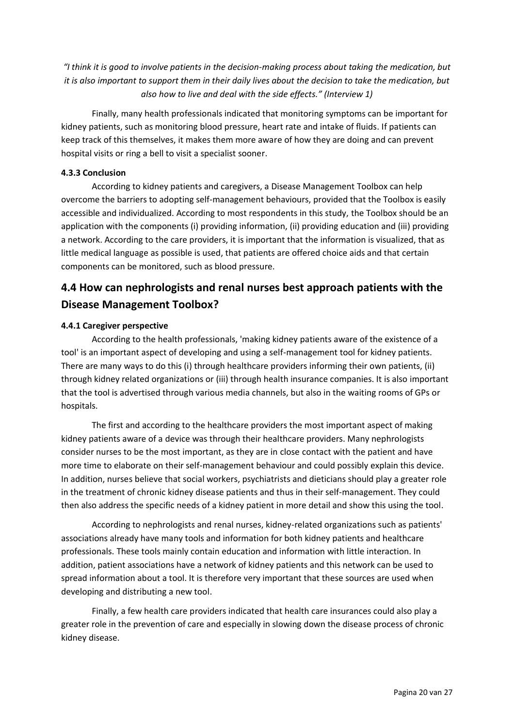*"I think it is good to involve patients in the decision-making process about taking the medication, but it is also important to support them in their daily lives about the decision to take the medication, but also how to live and deal with the side effects." (Interview 1)*

Finally, many health professionals indicated that monitoring symptoms can be important for kidney patients, such as monitoring blood pressure, heart rate and intake of fluids. If patients can keep track of this themselves, it makes them more aware of how they are doing and can prevent hospital visits or ring a bell to visit a specialist sooner.

### 4.3.3 Conclusion

According to kidney patients and caregivers, a Disease Management Toolbox can help overcome the barriers to adopting self-management behaviours, provided that the Toolbox is easily accessible and individualized. According to most respondents in this study, the Toolbox should be an application with the components (i) providing information, (ii) providing education and (iii) providing a network. According to the care providers, it is important that the information is visualized, that as little medical language as possible is used, that patients are offered choice aids and that certain components can be monitored, such as blood pressure.

## 4.4 How can nephrologists and renal nurses best approach patients with the Disease Management Toolbox?

### 4.4.1 Caregiver perspective

According to the health professionals, 'making kidney patients aware of the existence of a tool' is an important aspect of developing and using a self-management tool for kidney patients. There are many ways to do this (i) through healthcare providers informing their own patients, (ii) through kidney related organizations or (iii) through health insurance companies. It is also important that the tool is advertised through various media channels, but also in the waiting rooms of GPs or hospitals.

The first and according to the healthcare providers the most important aspect of making kidney patients aware of a device was through their healthcare providers. Many nephrologists consider nurses to be the most important, as they are in close contact with the patient and have more time to elaborate on their self-management behaviour and could possibly explain this device. In addition, nurses believe that social workers, psychiatrists and dieticians should play a greater role in the treatment of chronic kidney disease patients and thus in their self-management. They could then also address the specific needs of a kidney patient in more detail and show this using the tool.

According to nephrologists and renal nurses, kidney-related organizations such as patients' associations already have many tools and information for both kidney patients and healthcare professionals. These tools mainly contain education and information with little interaction. In addition, patient associations have a network of kidney patients and this network can be used to spread information about a tool. It is therefore very important that these sources are used when developing and distributing a new tool.

Finally, a few health care providers indicated that health care insurances could also play a greater role in the prevention of care and especially in slowing down the disease process of chronic kidney disease.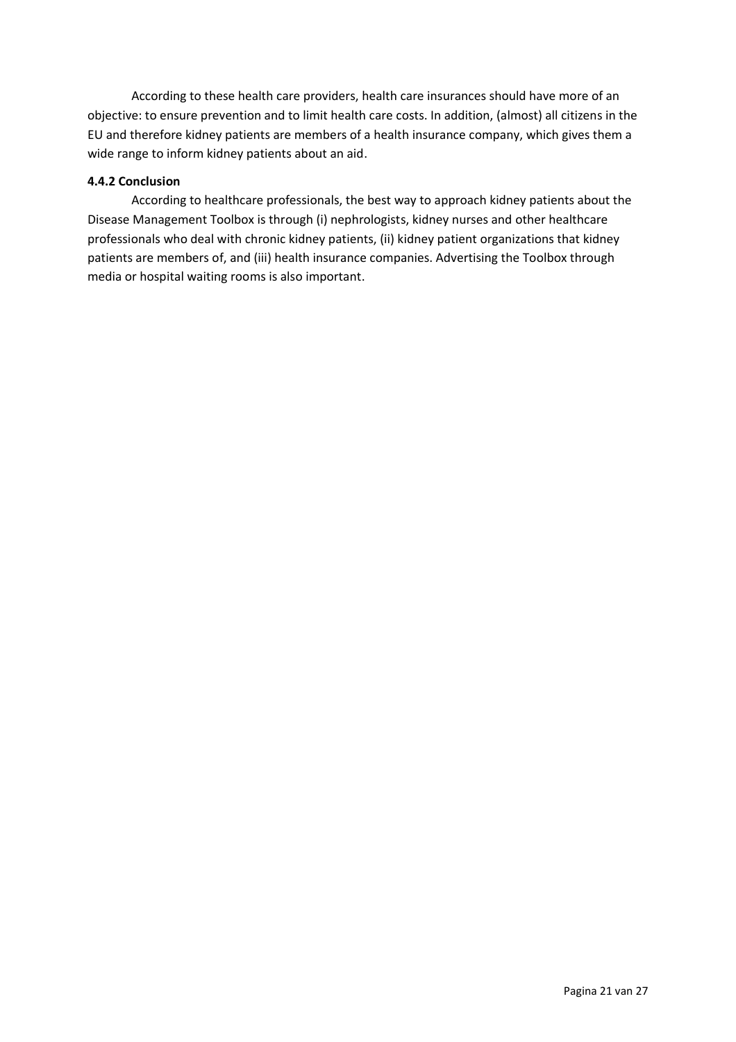According to these health care providers, health care insurances should have more of an objective: to ensure prevention and to limit health care costs. In addition, (almost) all citizens in the EU and therefore kidney patients are members of a health insurance company, which gives them a wide range to inform kidney patients about an aid.

#### 4.4.2 Conclusion

According to healthcare professionals, the best way to approach kidney patients about the Disease Management Toolbox is through (i) nephrologists, kidney nurses and other healthcare professionals who deal with chronic kidney patients, (ii) kidney patient organizations that kidney patients are members of, and (iii) health insurance companies. Advertising the Toolbox through media or hospital waiting rooms is also important.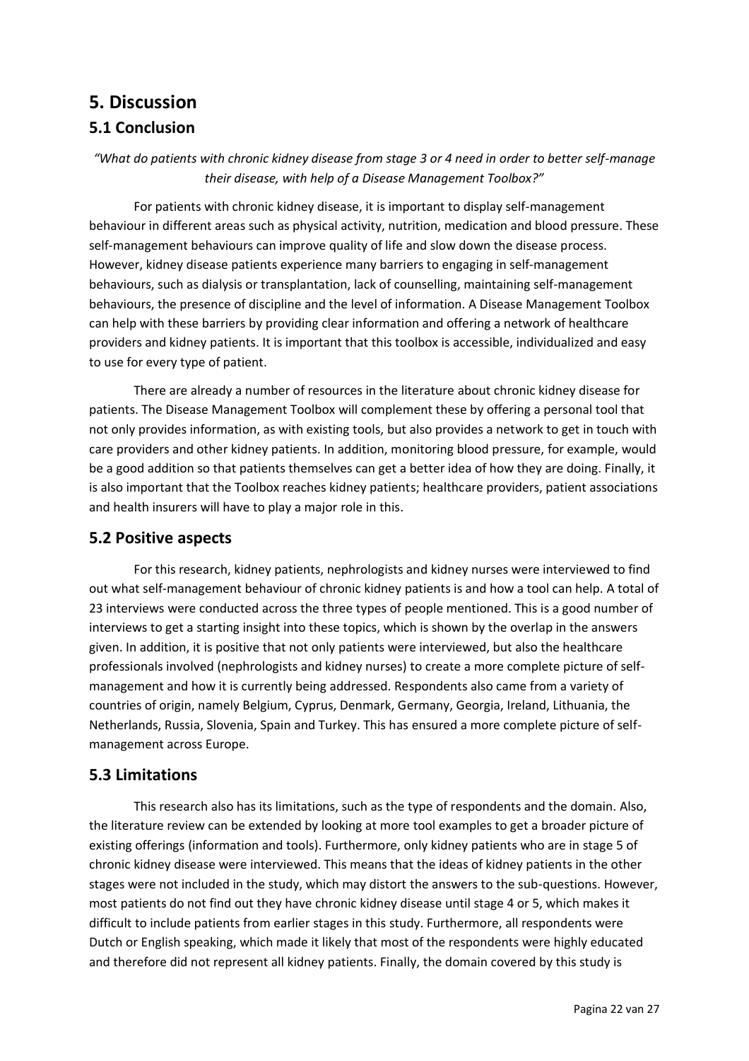# 5. Discussion

## 5.1 Conclusion

*"What do patients with chronic kidney disease from stage 3 or 4 need in order to better self-manage their disease, with help of a Disease Management Toolbox?"*

For patients with chronic kidney disease, it is important to display self-management behaviour in different areas such as physical activity, nutrition, medication and blood pressure. These self-management behaviours can improve quality of life and slow down the disease process. However, kidney disease patients experience many barriers to engaging in self-management behaviours, such as dialysis or transplantation, lack of counselling, maintaining self-management behaviours, the presence of discipline and the level of information. A Disease Management Toolbox can help with these barriers by providing clear information and offering a network of healthcare providers and kidney patients. It is important that this toolbox is accessible, individualized and easy to use for every type of patient.

There are already a number of resources in the literature about chronic kidney disease for patients. The Disease Management Toolbox will complement these by offering a personal tool that not only provides information, as with existing tools, but also provides a network to get in touch with care providers and other kidney patients. In addition, monitoring blood pressure, for example, would be a good addition so that patients themselves can get a better idea of how they are doing. Finally, it is also important that the Toolbox reaches kidney patients; healthcare providers, patient associations and health insurers will have to play a major role in this.

## 5.2 Positive aspects

For this research, kidney patients, nephrologists and kidney nurses were interviewed to find out what self-management behaviour of chronic kidney patients is and how a tool can help. A total of 23 interviews were conducted across the three types of people mentioned. This is a good number of interviews to get a starting insight into these topics, which is shown by the overlap in the answers given. In addition, it is positive that not only patients were interviewed, but also the healthcare professionals involved (nephrologists and kidney nurses) to create a more complete picture of self-management and how it is currently being addressed. Respondents also came from a variety of countries of origin, namely Belgium, Cyprus, Denmark, Germany, Georgia, Ireland, Lithuania, the Netherlands, Russia, Slovenia, Spain and Turkey. This has ensured a more complete picture of self-management across Europe.

## 5.3 Limitations

This research also has its limitations, such as the type of respondents and the domain. Also, the literature review can be extended by looking at more tool examples to get a broader picture of existing offerings (information and tools). Furthermore, only kidney patients who are in stage 5 of chronic kidney disease were interviewed. This means that the ideas of kidney patients in the other stages were not included in the study, which may distort the answers to the sub-questions. However, most patients do not find out they have chronic kidney disease until stage 4 or 5, which makes it difficult to include patients from earlier stages in this study. Furthermore, all respondents were Dutch or English speaking, which made it likely that most of the respondents were highly educated and therefore did not represent all kidney patients. Finally, the domain covered by this study is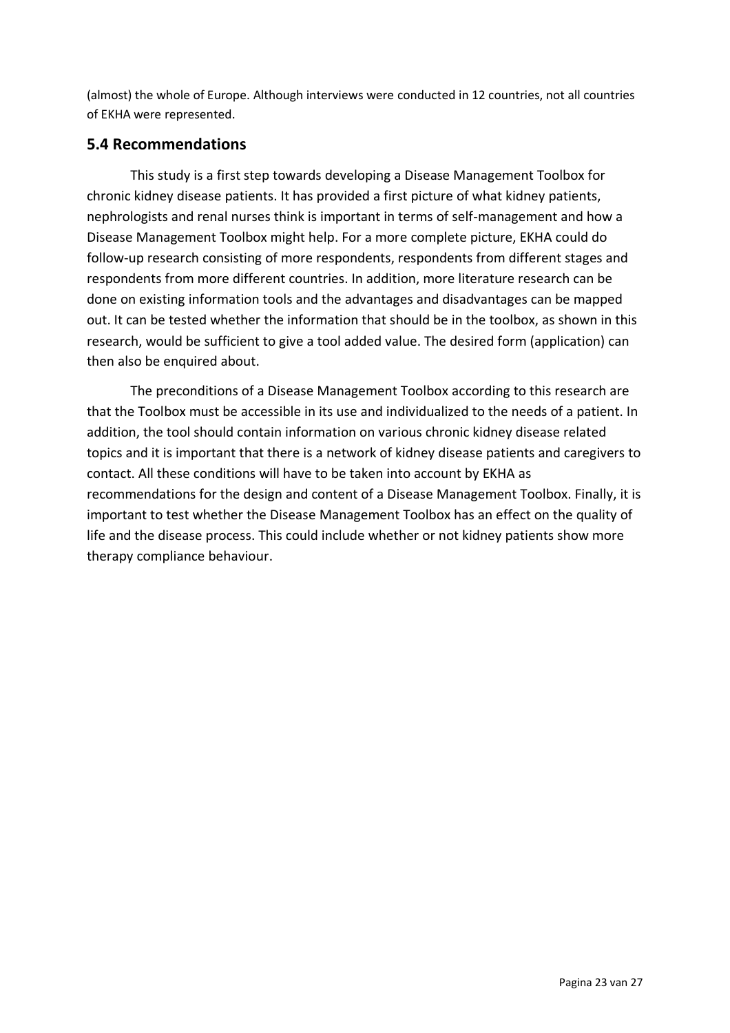(almost) the whole of Europe. Although interviews were conducted in 12 countries, not all countries of EKHA were represented.

## 5.4 Recommendations

This study is a first step towards developing a Disease Management Toolbox for chronic kidney disease patients. It has provided a first picture of what kidney patients, nephrologists and renal nurses think is important in terms of self-management and how a Disease Management Toolbox might help. For a more complete picture, EKHA could do follow-up research consisting of more respondents, respondents from different stages and respondents from more different countries. In addition, more literature research can be done on existing information tools and the advantages and disadvantages can be mapped out. It can be tested whether the information that should be in the toolbox, as shown in this research, would be sufficient to give a tool added value. The desired form (application) can then also be enquired about.

The preconditions of a Disease Management Toolbox according to this research are that the Toolbox must be accessible in its use and individualized to the needs of a patient. In addition, the tool should contain information on various chronic kidney disease related topics and it is important that there is a network of kidney disease patients and caregivers to contact. All these conditions will have to be taken into account by EKHA as recommendations for the design and content of a Disease Management Toolbox. Finally, it is important to test whether the Disease Management Toolbox has an effect on the quality of life and the disease process. This could include whether or not kidney patients show more therapy compliance behaviour.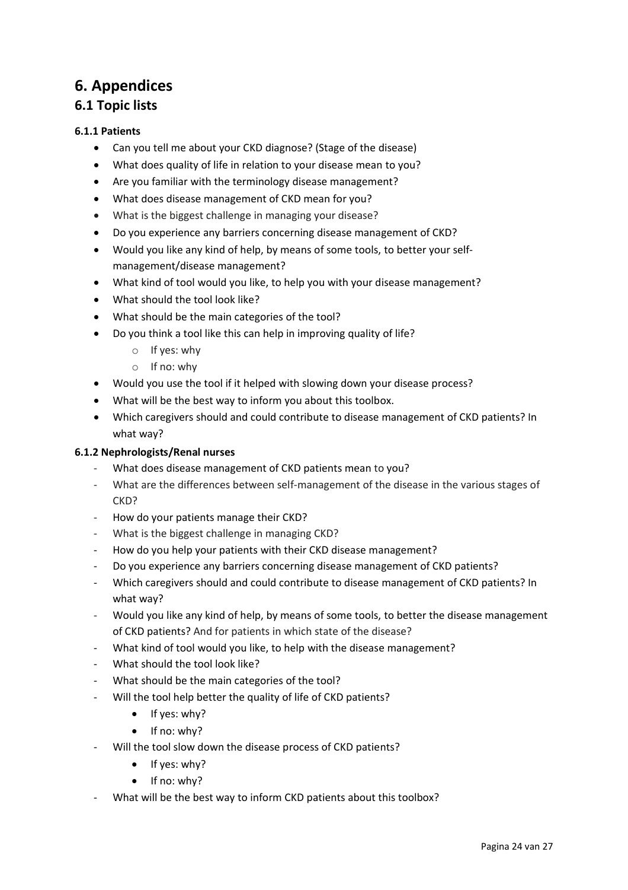# 6. Appendices

## 6.1 Topic lists

#### 6.1.1 Patients

- Can you tell me about your CKD diagnose? (Stage of the disease)
- What does quality of life in relation to your disease mean to you?
- Are you familiar with the terminology disease management?
- What does disease management of CKD mean for you?
- What is the biggest challenge in managing your disease?
- Do you experience any barriers concerning disease management of CKD?
- Would you like any kind of help, by means of some tools, to better your self-management/disease management?
- What kind of tool would you like, to help you with your disease management?
- What should the tool look like?
- What should be the main categories of the tool?
- Do you think a tool like this can help in improving quality of life?
    - If yes: why
    - If no: why
- Would you use the tool if it helped with slowing down your disease process?
- What will be the best way to inform you about this toolbox.
- Which caregivers should and could contribute to disease management of CKD patients? In what way?

#### 6.1.2 Nephrologists/Renal nurses

- What does disease management of CKD patients mean to you?
- What are the differences between self-management of the disease in the various stages of CKD?
- How do your patients manage their CKD?
- What is the biggest challenge in managing CKD?
- How do you help your patients with their CKD disease management?
- Do you experience any barriers concerning disease management of CKD patients?
- Which caregivers should and could contribute to disease management of CKD patients? In what way?
- Would you like any kind of help, by means of some tools, to better the disease management of CKD patients? And for patients in which state of the disease?
- What kind of tool would you like, to help with the disease management?
- What should the tool look like?
- What should be the main categories of the tool?
- Will the tool help better the quality of life of CKD patients?
    - If yes: why?
    - If no: why?
- Will the tool slow down the disease process of CKD patients?
    - If yes: why?
    - If no: why?
- What will be the best way to inform CKD patients about this toolbox?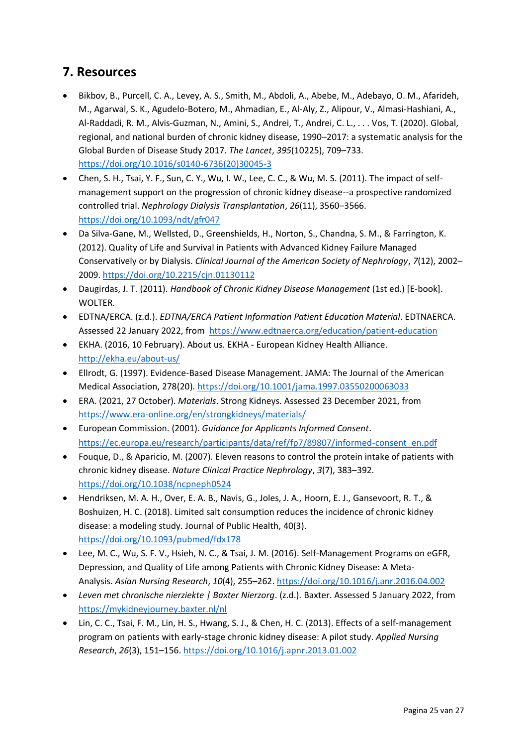## 7. Resources

- Bikbov, B., Purcell, C. A., Levey, A. S., Smith, M., Abdoli, A., Abebe, M., Adebayo, O. M., Afarideh, M., Agarwal, S. K., Agudelo-Botero, M., Ahmadian, E., Al-Aly, Z., Alipour, V., Almasi-Hashiani, A., Al-Raddadi, R. M., Alvis-Guzman, N., Amini, S., Andrei, T., Andrei, C. L., . . . Vos, T. (2020). Global, regional, and national burden of chronic kidney disease, 1990–2017: a systematic analysis for the Global Burden of Disease Study 2017. *The Lancet*, *395*(10225), 709–733. https://doi.org/10.1016/s0140-6736(20)30045-3
- Chen, S. H., Tsai, Y. F., Sun, C. Y., Wu, I. W., Lee, C. C., & Wu, M. S. (2011). The impact of self-management support on the progression of chronic kidney disease--a prospective randomized controlled trial. *Nephrology Dialysis Transplantation*, *26*(11), 3560–3566. https://doi.org/10.1093/ndt/gfr047
- Da Silva-Gane, M., Wellsted, D., Greenshields, H., Norton, S., Chandna, S. M., & Farrington, K. (2012). Quality of Life and Survival in Patients with Advanced Kidney Failure Managed Conservatively or by Dialysis. *Clinical Journal of the American Society of Nephrology*, *7*(12), 2002–2009. https://doi.org/10.2215/cjn.01130112
- Daugirdas, J. T. (2011). *Handbook of Chronic Kidney Disease Management* (1st ed.) [E-book]. WOLTER.
- EDTNA/ERCA. (z.d.). *EDTNA/ERCA Patient Information Patient Education Material*. EDTNAERCA. Assessed 22 January 2022, from https://www.edtnaerca.org/education/patient-education
- EKHA. (2016, 10 February). About us. EKHA - European Kidney Health Alliance. http://ekha.eu/about-us/
- Ellrodt, G. (1997). Evidence-Based Disease Management. JAMA: The Journal of the American Medical Association, 278(20). https://doi.org/10.1001/jama.1997.03550200063033
- ERA. (2021, 27 October). *Materials*. Strong Kidneys. Assessed 23 December 2021, from https://www.era-online.org/en/strongkidneys/materials/
- European Commission. (2001). *Guidance for Applicants Informed Consent*. https://ec.europa.eu/research/participants/data/ref/fp7/89807/informed-consent_en.pdf
- Fouque, D., & Aparicio, M. (2007). Eleven reasons to control the protein intake of patients with chronic kidney disease. *Nature Clinical Practice Nephrology*, *3*(7), 383–392. https://doi.org/10.1038/ncpneph0524
- Hendriksen, M. A. H., Over, E. A. B., Navis, G., Joles, J. A., Hoorn, E. J., Gansevoort, R. T., & Boshuizen, H. C. (2018). Limited salt consumption reduces the incidence of chronic kidney disease: a modeling study. Journal of Public Health, 40(3). https://doi.org/10.1093/pubmed/fdx178
- Lee, M. C., Wu, S. F. V., Hsieh, N. C., & Tsai, J. M. (2016). Self-Management Programs on eGFR, Depression, and Quality of Life among Patients with Chronic Kidney Disease: A Meta-Analysis. *Asian Nursing Research*, *10*(4), 255–262. https://doi.org/10.1016/j.anr.2016.04.002
- *Leven met chronische nierziekte | Baxter Nierzorg*. (z.d.). Baxter. Assessed 5 January 2022, from https://mykidneyjourney.baxter.nl/nl
- Lin, C. C., Tsai, F. M., Lin, H. S., Hwang, S. J., & Chen, H. C. (2013). Effects of a self-management program on patients with early-stage chronic kidney disease: A pilot study. *Applied Nursing Research*, *26*(3), 151–156. https://doi.org/10.1016/j.apnr.2013.01.002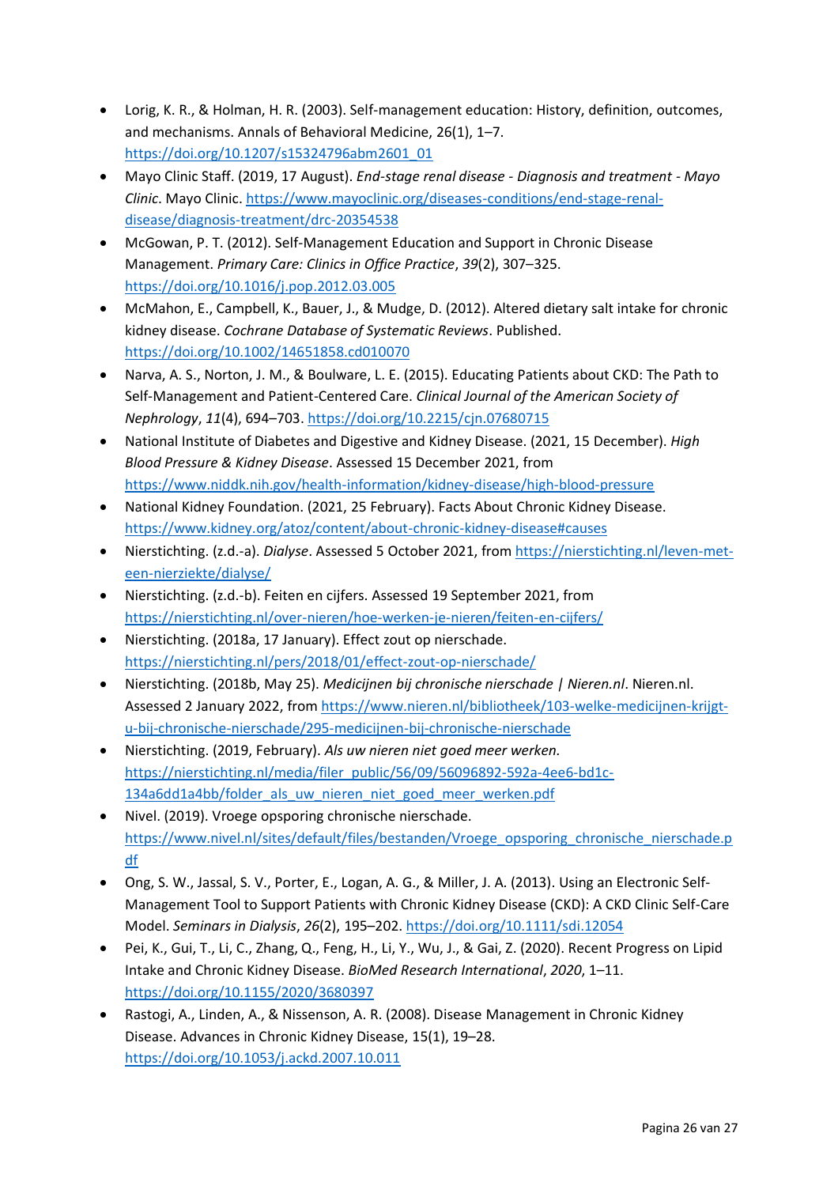- Lorig, K. R., & Holman, H. R. (2003). Self-management education: History, definition, outcomes, and mechanisms. Annals of Behavioral Medicine, 26(1), 1–7. https://doi.org/10.1207/s15324796abm2601_01
- Mayo Clinic Staff. (2019, 17 August). *End-stage renal disease - Diagnosis and treatment - Mayo Clinic*. Mayo Clinic. https://www.mayoclinic.org/diseases-conditions/end-stage-renal-disease/diagnosis-treatment/drc-20354538
- McGowan, P. T. (2012). Self-Management Education and Support in Chronic Disease Management. *Primary Care: Clinics in Office Practice*, *39*(2), 307–325. https://doi.org/10.1016/j.pop.2012.03.005
- McMahon, E., Campbell, K., Bauer, J., & Mudge, D. (2012). Altered dietary salt intake for chronic kidney disease. *Cochrane Database of Systematic Reviews*. Published. https://doi.org/10.1002/14651858.cd010070
- Narva, A. S., Norton, J. M., & Boulware, L. E. (2015). Educating Patients about CKD: The Path to Self-Management and Patient-Centered Care. *Clinical Journal of the American Society of Nephrology*, *11*(4), 694–703. https://doi.org/10.2215/cjn.07680715
- National Institute of Diabetes and Digestive and Kidney Disease. (2021, 15 December). *High Blood Pressure & Kidney Disease*. Assessed 15 December 2021, from https://www.niddk.nih.gov/health-information/kidney-disease/high-blood-pressure
- National Kidney Foundation. (2021, 25 February). Facts About Chronic Kidney Disease. https://www.kidney.org/atoz/content/about-chronic-kidney-disease#causes
- Nierstichting. (z.d.-a). *Dialyse*. Assessed 5 October 2021, from https://nierstichting.nl/leven-met-een-nierziekte/dialyse/
- Nierstichting. (z.d.-b). Feiten en cijfers. Assessed 19 September 2021, from https://nierstichting.nl/over-nieren/hoe-werken-je-nieren/feiten-en-cijfers/
- Nierstichting. (2018a, 17 January). Effect zout op nierschade. https://nierstichting.nl/pers/2018/01/effect-zout-op-nierschade/
- Nierstichting. (2018b, May 25). *Medicijnen bij chronische nierschade | Nieren.nl*. Nieren.nl. Assessed 2 January 2022, from https://www.nieren.nl/bibliotheek/103-welke-medicijnen-krijgt-u-bij-chronische-nierschade/295-medicijnen-bij-chronische-nierschade
- Nierstichting. (2019, February). *Als uw nieren niet goed meer werken.* https://nierstichting.nl/media/filer_public/56/09/56096892-592a-4ee6-bd1c-134a6dd1a4bb/folder_als_uw_nieren_niet_goed_meer_werken.pdf
- Nivel. (2019). Vroege opsporing chronische nierschade. https://www.nivel.nl/sites/default/files/bestanden/Vroege_opsporing_chronische_nierschade.pdf
- Ong, S. W., Jassal, S. V., Porter, E., Logan, A. G., & Miller, J. A. (2013). Using an Electronic Self-Management Tool to Support Patients with Chronic Kidney Disease (CKD): A CKD Clinic Self-Care Model. *Seminars in Dialysis*, *26*(2), 195–202. https://doi.org/10.1111/sdi.12054
- Pei, K., Gui, T., Li, C., Zhang, Q., Feng, H., Li, Y., Wu, J., & Gai, Z. (2020). Recent Progress on Lipid Intake and Chronic Kidney Disease. *BioMed Research International*, *2020*, 1–11. https://doi.org/10.1155/2020/3680397
- Rastogi, A., Linden, A., & Nissenson, A. R. (2008). Disease Management in Chronic Kidney Disease. Advances in Chronic Kidney Disease, 15(1), 19–28. https://doi.org/10.1053/j.ackd.2007.10.011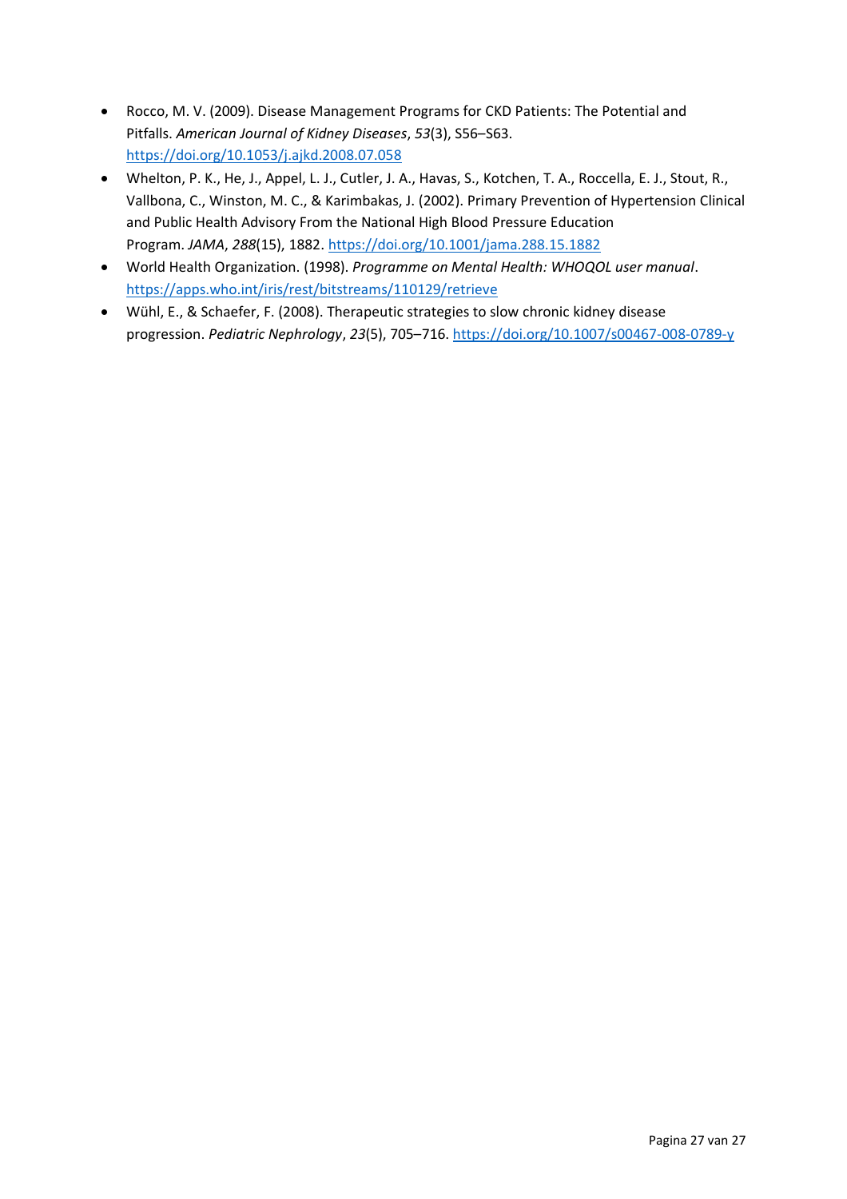- Rocco, M. V. (2009). Disease Management Programs for CKD Patients: The Potential and Pitfalls. *American Journal of Kidney Diseases*, *53*(3), S56–S63. https://doi.org/10.1053/j.ajkd.2008.07.058
- Whelton, P. K., He, J., Appel, L. J., Cutler, J. A., Havas, S., Kotchen, T. A., Roccella, E. J., Stout, R., Vallbona, C., Winston, M. C., & Karimbakas, J. (2002). Primary Prevention of Hypertension Clinical and Public Health Advisory From the National High Blood Pressure Education Program. *JAMA*, *288*(15), 1882. https://doi.org/10.1001/jama.288.15.1882
- World Health Organization. (1998). *Programme on Mental Health: WHOQOL user manual*. https://apps.who.int/iris/rest/bitstreams/110129/retrieve
- Wühl, E., & Schaefer, F. (2008). Therapeutic strategies to slow chronic kidney disease progression. *Pediatric Nephrology*, *23*(5), 705–716. https://doi.org/10.1007/s00467-008-0789-y